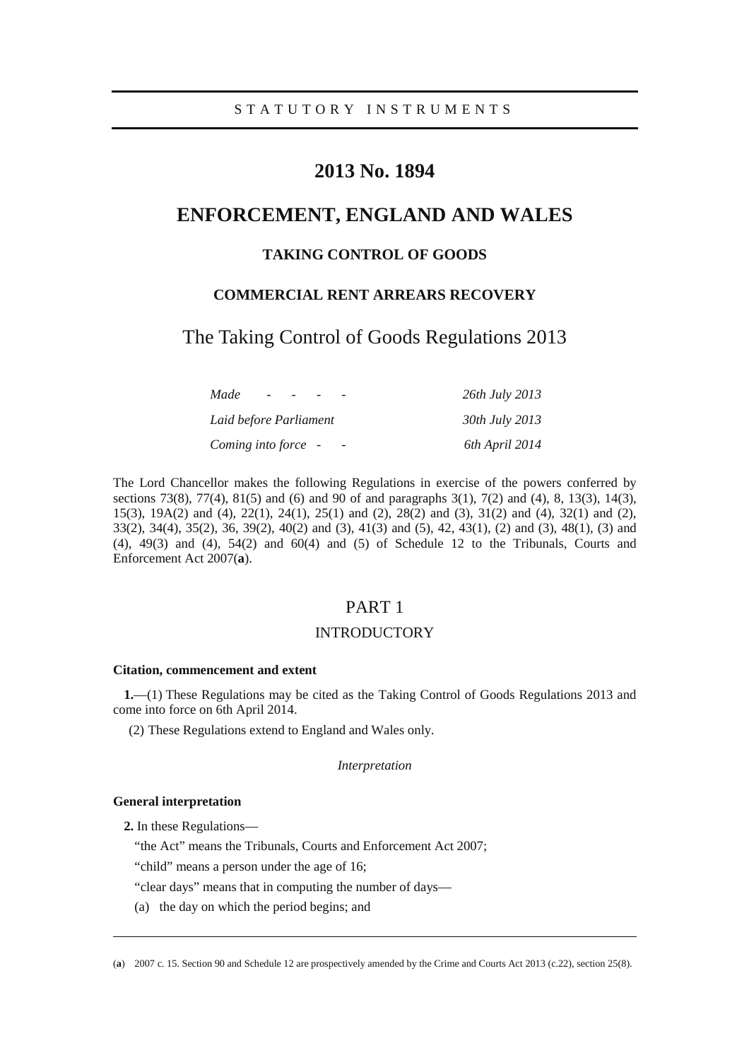STATUTORY INSTRUMENTS

# 2013 No. 1894

# ENFORCEMENT, ENGLAND AND WALES

## TAKING CONTROL OF GOODS

## COMMERCIAL RENT ARREARS RECOVERY

# The Taking Control of Goods Regulations 2013

| | |
|---|---|
| *Made - - - -* | *26th July 2013* |
| *Laid before Parliament* | *30th July 2013* |
| *Coming into force - -* | *6th April 2014* |

The Lord Chancellor makes the following Regulations in exercise of the powers conferred by sections 73(8), 77(4), 81(5) and (6) and 90 of and paragraphs 3(1), 7(2) and (4), 8, 13(3), 14(3), 15(3), 19A(2) and (4), 22(1), 24(1), 25(1) and (2), 28(2) and (3), 31(2) and (4), 32(1) and (2), 33(2), 34(4), 35(2), 36, 39(2), 40(2) and (3), 41(3) and (5), 42, 43(1), (2) and (3), 48(1), (3) and (4), 49(3) and (4), 54(2) and 60(4) and (5) of Schedule 12 to the Tribunals, Courts and Enforcement Act 2007(**a**).

## PART 1

## INTRODUCTORY

**Citation, commencement and extent**

**1.**—(1) These Regulations may be cited as the Taking Control of Goods Regulations 2013 and come into force on 6th April 2014.

(2) These Regulations extend to England and Wales only.

*Interpretation*

**General interpretation**

**2.** In these Regulations—

"the Act" means the Tribunals, Courts and Enforcement Act 2007;

"child" means a person under the age of 16;

"clear days" means that in computing the number of days—

(a) the day on which the period begins; and

---

(**a**) 2007 c. 15. Section 90 and Schedule 12 are prospectively amended by the Crime and Courts Act 2013 (c.22), section 25(8).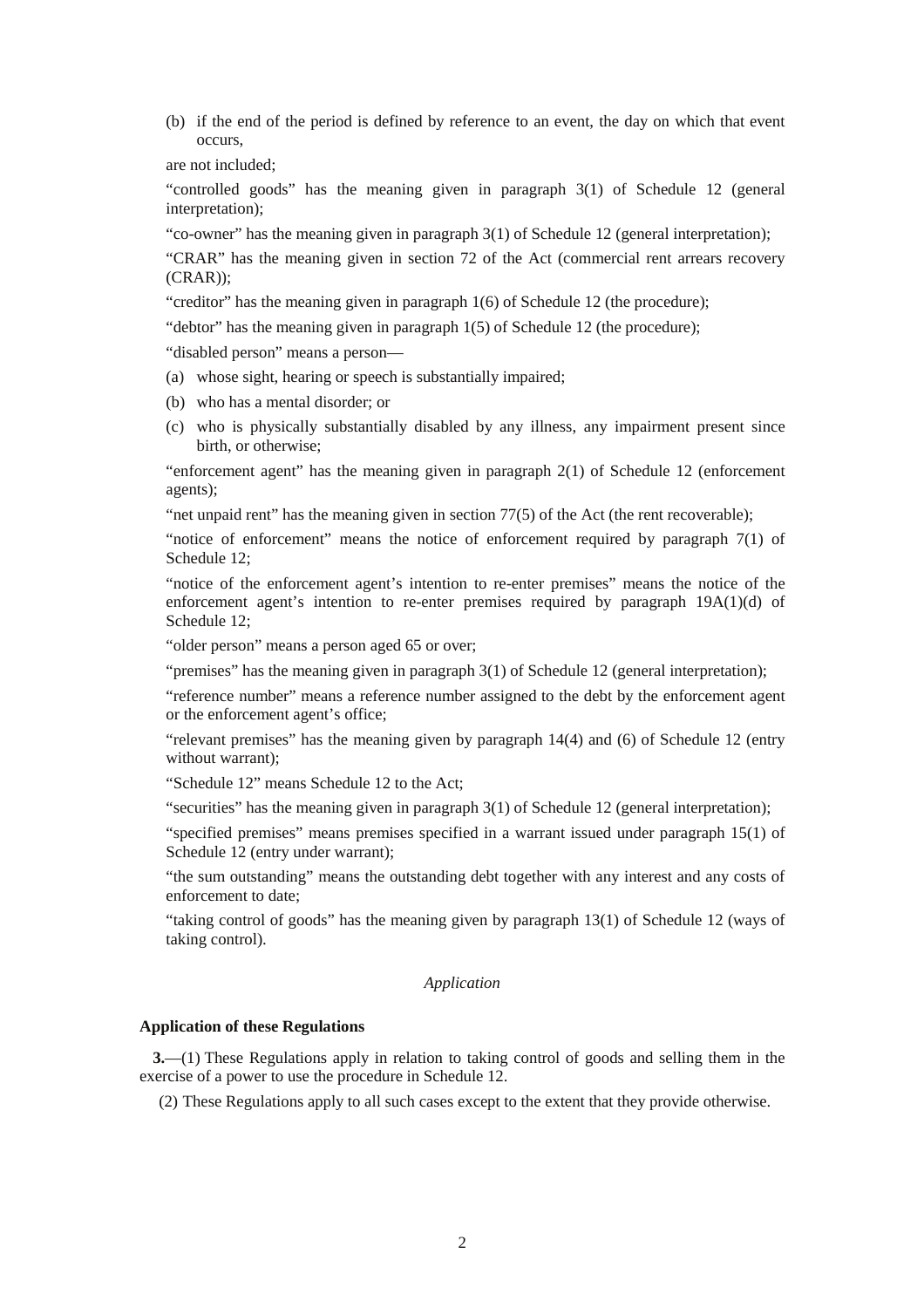(b) if the end of the period is defined by reference to an event, the day on which that event occurs,

are not included;

“controlled goods” has the meaning given in paragraph 3(1) of Schedule 12 (general interpretation);

“co-owner” has the meaning given in paragraph 3(1) of Schedule 12 (general interpretation);

“CRAR” has the meaning given in section 72 of the Act (commercial rent arrears recovery (CRAR));

“creditor” has the meaning given in paragraph 1(6) of Schedule 12 (the procedure);

“debtor” has the meaning given in paragraph 1(5) of Schedule 12 (the procedure);

“disabled person” means a person—

(a) whose sight, hearing or speech is substantially impaired;

(b) who has a mental disorder; or

(c) who is physically substantially disabled by any illness, any impairment present since birth, or otherwise;

“enforcement agent” has the meaning given in paragraph 2(1) of Schedule 12 (enforcement agents);

“net unpaid rent” has the meaning given in section 77(5) of the Act (the rent recoverable);

“notice of enforcement” means the notice of enforcement required by paragraph 7(1) of Schedule 12;

“notice of the enforcement agent’s intention to re-enter premises” means the notice of the enforcement agent’s intention to re-enter premises required by paragraph 19A(1)(d) of Schedule 12;

“older person” means a person aged 65 or over;

“premises” has the meaning given in paragraph 3(1) of Schedule 12 (general interpretation);

“reference number” means a reference number assigned to the debt by the enforcement agent or the enforcement agent’s office;

“relevant premises” has the meaning given by paragraph 14(4) and (6) of Schedule 12 (entry without warrant);

“Schedule 12” means Schedule 12 to the Act;

“securities” has the meaning given in paragraph 3(1) of Schedule 12 (general interpretation);

“specified premises” means premises specified in a warrant issued under paragraph 15(1) of Schedule 12 (entry under warrant);

“the sum outstanding” means the outstanding debt together with any interest and any costs of enforcement to date;

“taking control of goods” has the meaning given by paragraph 13(1) of Schedule 12 (ways of taking control).

*Application*

**Application of these Regulations**

**3.**—(1) These Regulations apply in relation to taking control of goods and selling them in the exercise of a power to use the procedure in Schedule 12.

(2) These Regulations apply to all such cases except to the extent that they provide otherwise.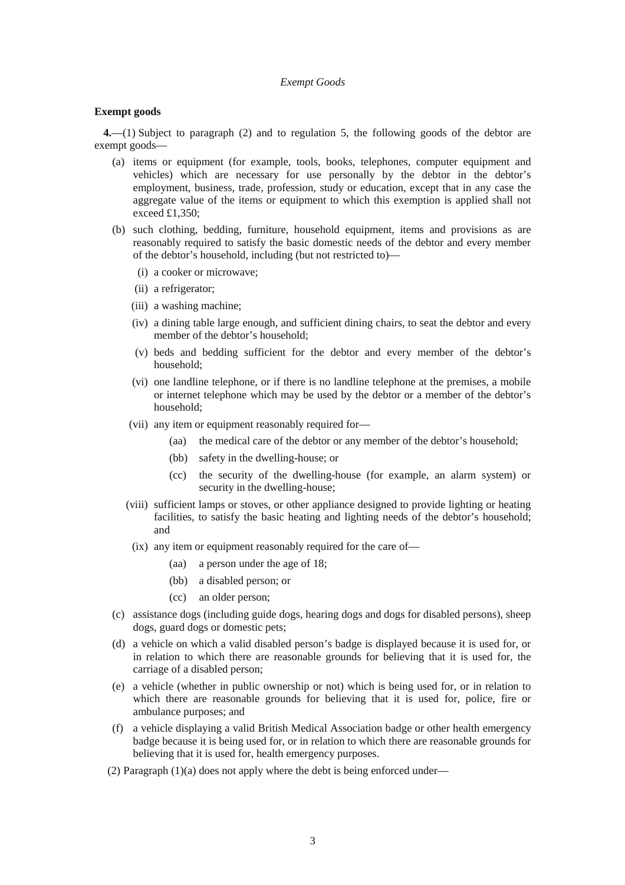*Exempt Goods*

**Exempt goods**

**4.**—(1) Subject to paragraph (2) and to regulation 5, the following goods of the debtor are exempt goods—

(a) items or equipment (for example, tools, books, telephones, computer equipment and vehicles) which are necessary for use personally by the debtor in the debtor's employment, business, trade, profession, study or education, except that in any case the aggregate value of the items or equipment to which this exemption is applied shall not exceed £1,350;

(b) such clothing, bedding, furniture, household equipment, items and provisions as are reasonably required to satisfy the basic domestic needs of the debtor and every member of the debtor's household, including (but not restricted to)—

 (i) a cooker or microwave;

 (ii) a refrigerator;

 (iii) a washing machine;

 (iv) a dining table large enough, and sufficient dining chairs, to seat the debtor and every member of the debtor's household;

 (v) beds and bedding sufficient for the debtor and every member of the debtor's household;

 (vi) one landline telephone, or if there is no landline telephone at the premises, a mobile or internet telephone which may be used by the debtor or a member of the debtor's household;

 (vii) any item or equipment reasonably required for—

  (aa) the medical care of the debtor or any member of the debtor's household;

  (bb) safety in the dwelling-house; or

  (cc) the security of the dwelling-house (for example, an alarm system) or security in the dwelling-house;

 (viii) sufficient lamps or stoves, or other appliance designed to provide lighting or heating facilities, to satisfy the basic heating and lighting needs of the debtor's household; and

 (ix) any item or equipment reasonably required for the care of—

  (aa) a person under the age of 18;

  (bb) a disabled person; or

  (cc) an older person;

(c) assistance dogs (including guide dogs, hearing dogs and dogs for disabled persons), sheep dogs, guard dogs or domestic pets;

(d) a vehicle on which a valid disabled person's badge is displayed because it is used for, or in relation to which there are reasonable grounds for believing that it is used for, the carriage of a disabled person;

(e) a vehicle (whether in public ownership or not) which is being used for, or in relation to which there are reasonable grounds for believing that it is used for, police, fire or ambulance purposes; and

(f) a vehicle displaying a valid British Medical Association badge or other health emergency badge because it is being used for, or in relation to which there are reasonable grounds for believing that it is used for, health emergency purposes.

(2) Paragraph (1)(a) does not apply where the debt is being enforced under—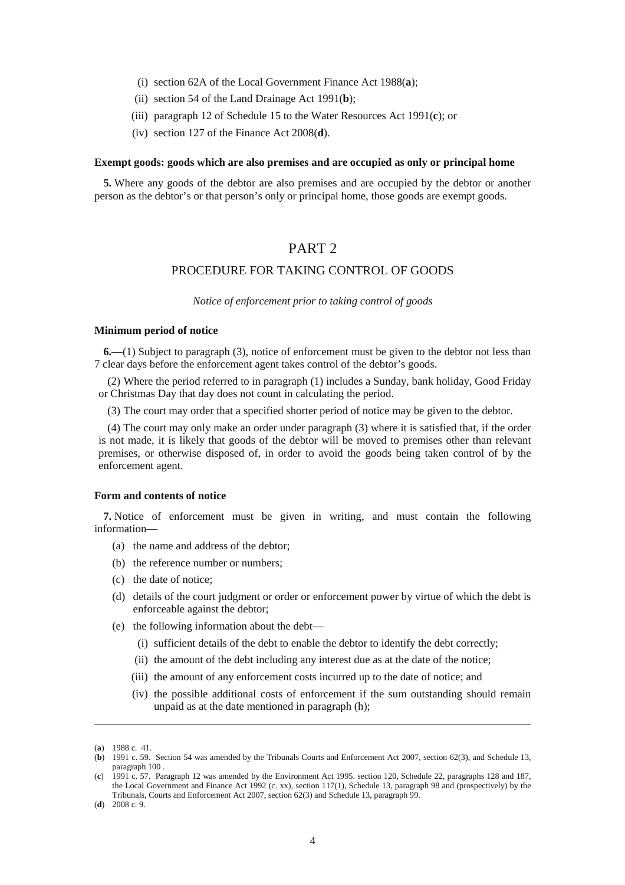(i) section 62A of the Local Government Finance Act 1988(**a**);

(ii) section 54 of the Land Drainage Act 1991(**b**);

(iii) paragraph 12 of Schedule 15 to the Water Resources Act 1991(**c**); or

(iv) section 127 of the Finance Act 2008(**d**).

**Exempt goods: goods which are also premises and are occupied as only or principal home**

**5.** Where any goods of the debtor are also premises and are occupied by the debtor or another person as the debtor's or that person's only or principal home, those goods are exempt goods.

# PART 2

## PROCEDURE FOR TAKING CONTROL OF GOODS

*Notice of enforcement prior to taking control of goods*

**Minimum period of notice**

**6.**—(1) Subject to paragraph (3), notice of enforcement must be given to the debtor not less than 7 clear days before the enforcement agent takes control of the debtor's goods.

(2) Where the period referred to in paragraph (1) includes a Sunday, bank holiday, Good Friday or Christmas Day that day does not count in calculating the period.

(3) The court may order that a specified shorter period of notice may be given to the debtor.

(4) The court may only make an order under paragraph (3) where it is satisfied that, if the order is not made, it is likely that goods of the debtor will be moved to premises other than relevant premises, or otherwise disposed of, in order to avoid the goods being taken control of by the enforcement agent.

**Form and contents of notice**

**7.** Notice of enforcement must be given in writing, and must contain the following information—

(a) the name and address of the debtor;

(b) the reference number or numbers;

(c) the date of notice;

(d) details of the court judgment or order or enforcement power by virtue of which the debt is enforceable against the debtor;

(e) the following information about the debt—

(i) sufficient details of the debt to enable the debtor to identify the debt correctly;

(ii) the amount of the debt including any interest due as at the date of the notice;

(iii) the amount of any enforcement costs incurred up to the date of notice; and

(iv) the possible additional costs of enforcement if the sum outstanding should remain unpaid as at the date mentioned in paragraph (h);

---

(**a**) 1988 c. 41.

(**b**) 1991 c. 59. Section 54 was amended by the Tribunals Courts and Enforcement Act 2007, section 62(3), and Schedule 13, paragraph 100 .

(**c**) 1991 c. 57. Paragraph 12 was amended by the Environment Act 1995. section 120, Schedule 22, paragraphs 128 and 187, the Local Government and Finance Act 1992 (c. xx), section 117(1), Schedule 13, paragraph 98 and (prospectively) by the Tribunals, Courts and Enforcement Act 2007, section 62(3) and Schedule 13, paragraph 99.

(**d**) 2008 c. 9.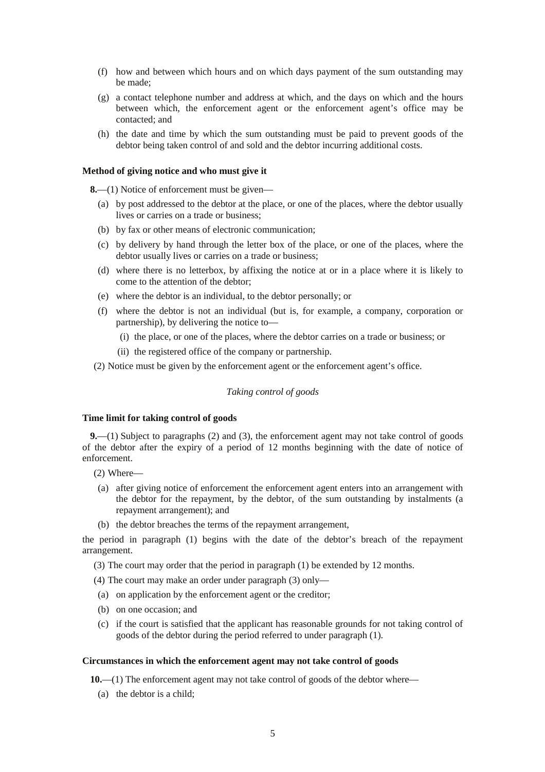(f) how and between which hours and on which days payment of the sum outstanding may be made;

(g) a contact telephone number and address at which, and the days on which and the hours between which, the enforcement agent or the enforcement agent's office may be contacted; and

(h) the date and time by which the sum outstanding must be paid to prevent goods of the debtor being taken control of and sold and the debtor incurring additional costs.

**Method of giving notice and who must give it**

**8.**—(1) Notice of enforcement must be given—

(a) by post addressed to the debtor at the place, or one of the places, where the debtor usually lives or carries on a trade or business;

(b) by fax or other means of electronic communication;

(c) by delivery by hand through the letter box of the place, or one of the places, where the debtor usually lives or carries on a trade or business;

(d) where there is no letterbox, by affixing the notice at or in a place where it is likely to come to the attention of the debtor;

(e) where the debtor is an individual, to the debtor personally; or

(f) where the debtor is not an individual (but is, for example, a company, corporation or partnership), by delivering the notice to—

(i) the place, or one of the places, where the debtor carries on a trade or business; or

(ii) the registered office of the company or partnership.

(2) Notice must be given by the enforcement agent or the enforcement agent's office.

*Taking control of goods*

**Time limit for taking control of goods**

**9.**—(1) Subject to paragraphs (2) and (3), the enforcement agent may not take control of goods of the debtor after the expiry of a period of 12 months beginning with the date of notice of enforcement.

(2) Where—

(a) after giving notice of enforcement the enforcement agent enters into an arrangement with the debtor for the repayment, by the debtor, of the sum outstanding by instalments (a repayment arrangement); and

(b) the debtor breaches the terms of the repayment arrangement,

the period in paragraph (1) begins with the date of the debtor's breach of the repayment arrangement.

(3) The court may order that the period in paragraph (1) be extended by 12 months.

(4) The court may make an order under paragraph (3) only—

(a) on application by the enforcement agent or the creditor;

(b) on one occasion; and

(c) if the court is satisfied that the applicant has reasonable grounds for not taking control of goods of the debtor during the period referred to under paragraph (1).

**Circumstances in which the enforcement agent may not take control of goods**

**10.**—(1) The enforcement agent may not take control of goods of the debtor where—

(a) the debtor is a child;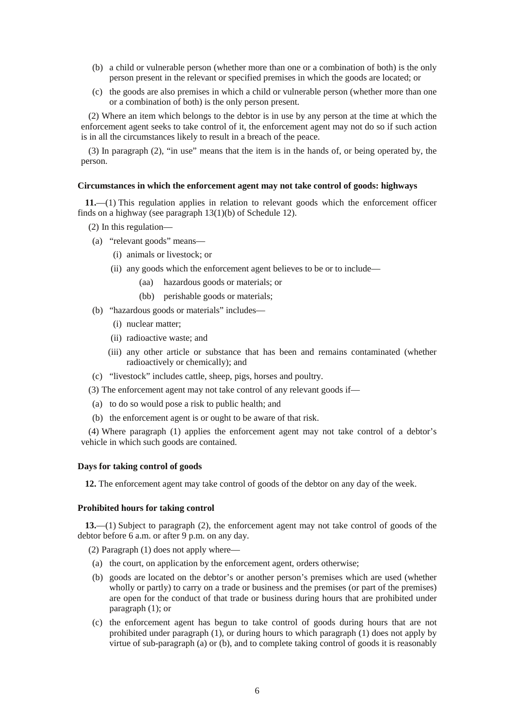(b) a child or vulnerable person (whether more than one or a combination of both) is the only person present in the relevant or specified premises in which the goods are located; or

(c) the goods are also premises in which a child or vulnerable person (whether more than one or a combination of both) is the only person present.

(2) Where an item which belongs to the debtor is in use by any person at the time at which the enforcement agent seeks to take control of it, the enforcement agent may not do so if such action is in all the circumstances likely to result in a breach of the peace.

(3) In paragraph (2), "in use" means that the item is in the hands of, or being operated by, the person.

#### Circumstances in which the enforcement agent may not take control of goods: highways

**11.**—(1) This regulation applies in relation to relevant goods which the enforcement officer finds on a highway (see paragraph 13(1)(b) of Schedule 12).

(2) In this regulation—

- (a) "relevant goods" means—
  - (i) animals or livestock; or
  - (ii) any goods which the enforcement agent believes to be or to include—
    - (aa) hazardous goods or materials; or
    - (bb) perishable goods or materials;
- (b) "hazardous goods or materials" includes—
  - (i) nuclear matter;
  - (ii) radioactive waste; and
  - (iii) any other article or substance that has been and remains contaminated (whether radioactively or chemically); and
- (c) "livestock" includes cattle, sheep, pigs, horses and poultry.

(3) The enforcement agent may not take control of any relevant goods if—

- (a) to do so would pose a risk to public health; and
- (b) the enforcement agent is or ought to be aware of that risk.

(4) Where paragraph (1) applies the enforcement agent may not take control of a debtor's vehicle in which such goods are contained.

#### Days for taking control of goods

**12.** The enforcement agent may take control of goods of the debtor on any day of the week.

#### Prohibited hours for taking control

**13.**—(1) Subject to paragraph (2), the enforcement agent may not take control of goods of the debtor before 6 a.m. or after 9 p.m. on any day.

(2) Paragraph (1) does not apply where—

- (a) the court, on application by the enforcement agent, orders otherwise;
- (b) goods are located on the debtor's or another person's premises which are used (whether wholly or partly) to carry on a trade or business and the premises (or part of the premises) are open for the conduct of that trade or business during hours that are prohibited under paragraph (1); or
- (c) the enforcement agent has begun to take control of goods during hours that are not prohibited under paragraph (1), or during hours to which paragraph (1) does not apply by virtue of sub-paragraph (a) or (b), and to complete taking control of goods it is reasonably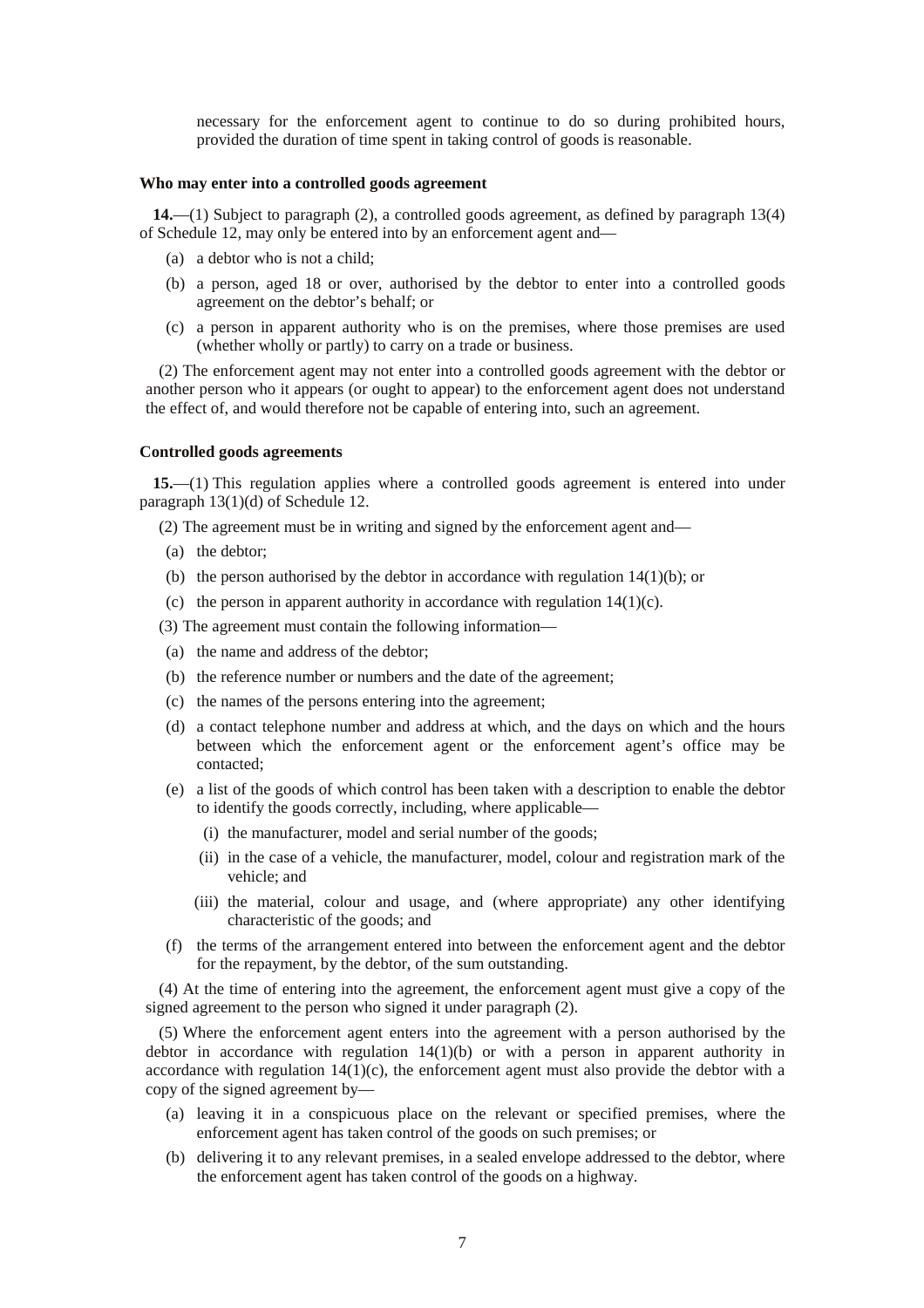necessary for the enforcement agent to continue to do so during prohibited hours, provided the duration of time spent in taking control of goods is reasonable.

**Who may enter into a controlled goods agreement**

**14.**—(1) Subject to paragraph (2), a controlled goods agreement, as defined by paragraph 13(4) of Schedule 12, may only be entered into by an enforcement agent and—

(a) a debtor who is not a child;

(b) a person, aged 18 or over, authorised by the debtor to enter into a controlled goods agreement on the debtor's behalf; or

(c) a person in apparent authority who is on the premises, where those premises are used (whether wholly or partly) to carry on a trade or business.

(2) The enforcement agent may not enter into a controlled goods agreement with the debtor or another person who it appears (or ought to appear) to the enforcement agent does not understand the effect of, and would therefore not be capable of entering into, such an agreement.

**Controlled goods agreements**

**15.**—(1) This regulation applies where a controlled goods agreement is entered into under paragraph 13(1)(d) of Schedule 12.

(2) The agreement must be in writing and signed by the enforcement agent and—

(a) the debtor;

(b) the person authorised by the debtor in accordance with regulation 14(1)(b); or

(c) the person in apparent authority in accordance with regulation 14(1)(c).

(3) The agreement must contain the following information—

(a) the name and address of the debtor;

(b) the reference number or numbers and the date of the agreement;

(c) the names of the persons entering into the agreement;

(d) a contact telephone number and address at which, and the days on which and the hours between which the enforcement agent or the enforcement agent's office may be contacted;

(e) a list of the goods of which control has been taken with a description to enable the debtor to identify the goods correctly, including, where applicable—

(i) the manufacturer, model and serial number of the goods;

(ii) in the case of a vehicle, the manufacturer, model, colour and registration mark of the vehicle; and

(iii) the material, colour and usage, and (where appropriate) any other identifying characteristic of the goods; and

(f) the terms of the arrangement entered into between the enforcement agent and the debtor for the repayment, by the debtor, of the sum outstanding.

(4) At the time of entering into the agreement, the enforcement agent must give a copy of the signed agreement to the person who signed it under paragraph (2).

(5) Where the enforcement agent enters into the agreement with a person authorised by the debtor in accordance with regulation 14(1)(b) or with a person in apparent authority in accordance with regulation 14(1)(c), the enforcement agent must also provide the debtor with a copy of the signed agreement by—

(a) leaving it in a conspicuous place on the relevant or specified premises, where the enforcement agent has taken control of the goods on such premises; or

(b) delivering it to any relevant premises, in a sealed envelope addressed to the debtor, where the enforcement agent has taken control of the goods on a highway.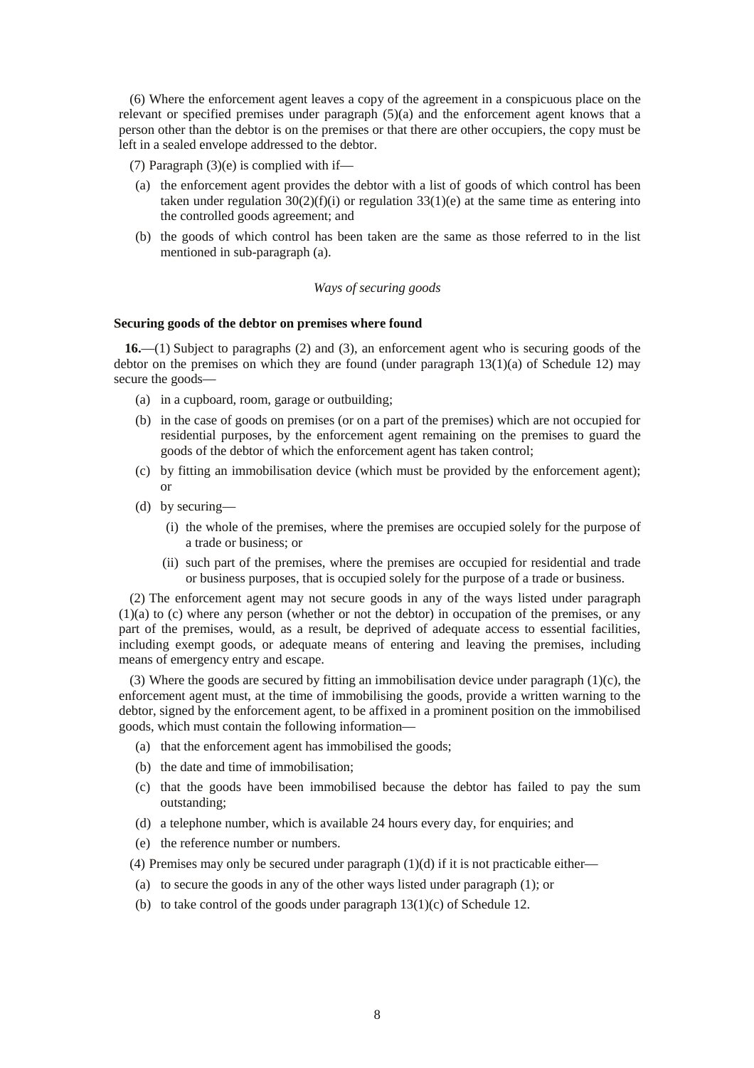(6) Where the enforcement agent leaves a copy of the agreement in a conspicuous place on the relevant or specified premises under paragraph (5)(a) and the enforcement agent knows that a person other than the debtor is on the premises or that there are other occupiers, the copy must be left in a sealed envelope addressed to the debtor.

(7) Paragraph (3)(e) is complied with if—

(a) the enforcement agent provides the debtor with a list of goods of which control has been taken under regulation 30(2)(f)(i) or regulation 33(1)(e) at the same time as entering into the controlled goods agreement; and

(b) the goods of which control has been taken are the same as those referred to in the list mentioned in sub-paragraph (a).

*Ways of securing goods*

**Securing goods of the debtor on premises where found**

**16.**—(1) Subject to paragraphs (2) and (3), an enforcement agent who is securing goods of the debtor on the premises on which they are found (under paragraph 13(1)(a) of Schedule 12) may secure the goods—

(a) in a cupboard, room, garage or outbuilding;

(b) in the case of goods on premises (or on a part of the premises) which are not occupied for residential purposes, by the enforcement agent remaining on the premises to guard the goods of the debtor of which the enforcement agent has taken control;

(c) by fitting an immobilisation device (which must be provided by the enforcement agent); or

(d) by securing—

(i) the whole of the premises, where the premises are occupied solely for the purpose of a trade or business; or

(ii) such part of the premises, where the premises are occupied for residential and trade or business purposes, that is occupied solely for the purpose of a trade or business.

(2) The enforcement agent may not secure goods in any of the ways listed under paragraph (1)(a) to (c) where any person (whether or not the debtor) in occupation of the premises, or any part of the premises, would, as a result, be deprived of adequate access to essential facilities, including exempt goods, or adequate means of entering and leaving the premises, including means of emergency entry and escape.

(3) Where the goods are secured by fitting an immobilisation device under paragraph (1)(c), the enforcement agent must, at the time of immobilising the goods, provide a written warning to the debtor, signed by the enforcement agent, to be affixed in a prominent position on the immobilised goods, which must contain the following information—

(a) that the enforcement agent has immobilised the goods;

(b) the date and time of immobilisation;

(c) that the goods have been immobilised because the debtor has failed to pay the sum outstanding;

(d) a telephone number, which is available 24 hours every day, for enquiries; and

(e) the reference number or numbers.

(4) Premises may only be secured under paragraph (1)(d) if it is not practicable either—

(a) to secure the goods in any of the other ways listed under paragraph (1); or

(b) to take control of the goods under paragraph 13(1)(c) of Schedule 12.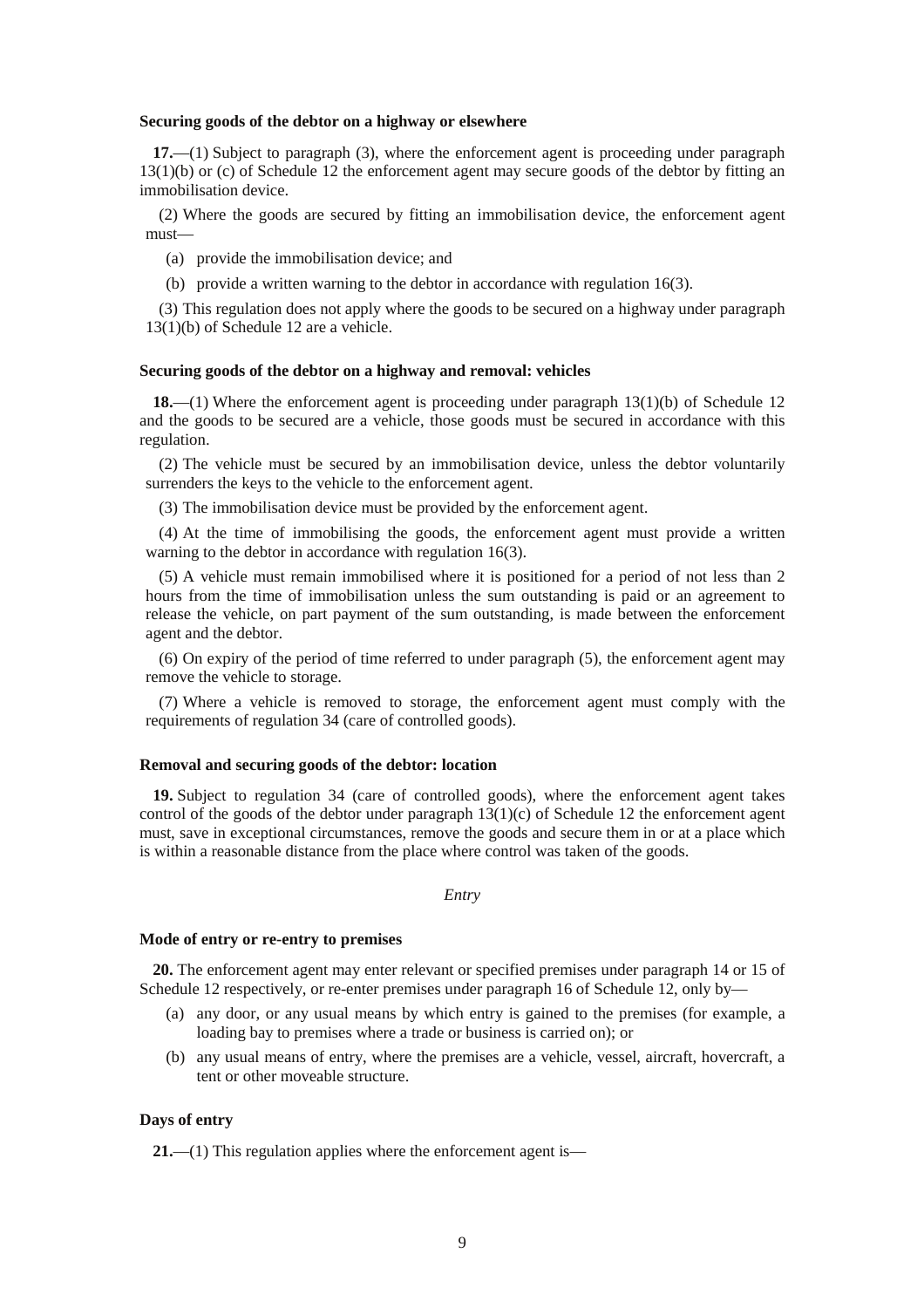### Securing goods of the debtor on a highway or elsewhere

**17.**—(1) Subject to paragraph (3), where the enforcement agent is proceeding under paragraph 13(1)(b) or (c) of Schedule 12 the enforcement agent may secure goods of the debtor by fitting an immobilisation device.

(2) Where the goods are secured by fitting an immobilisation device, the enforcement agent must—

- (a) provide the immobilisation device; and
- (b) provide a written warning to the debtor in accordance with regulation 16(3).

(3) This regulation does not apply where the goods to be secured on a highway under paragraph 13(1)(b) of Schedule 12 are a vehicle.

### Securing goods of the debtor on a highway and removal: vehicles

**18.**—(1) Where the enforcement agent is proceeding under paragraph 13(1)(b) of Schedule 12 and the goods to be secured are a vehicle, those goods must be secured in accordance with this regulation.

(2) The vehicle must be secured by an immobilisation device, unless the debtor voluntarily surrenders the keys to the vehicle to the enforcement agent.

(3) The immobilisation device must be provided by the enforcement agent.

(4) At the time of immobilising the goods, the enforcement agent must provide a written warning to the debtor in accordance with regulation 16(3).

(5) A vehicle must remain immobilised where it is positioned for a period of not less than 2 hours from the time of immobilisation unless the sum outstanding is paid or an agreement to release the vehicle, on part payment of the sum outstanding, is made between the enforcement agent and the debtor.

(6) On expiry of the period of time referred to under paragraph (5), the enforcement agent may remove the vehicle to storage.

(7) Where a vehicle is removed to storage, the enforcement agent must comply with the requirements of regulation 34 (care of controlled goods).

### Removal and securing goods of the debtor: location

**19.** Subject to regulation 34 (care of controlled goods), where the enforcement agent takes control of the goods of the debtor under paragraph 13(1)(c) of Schedule 12 the enforcement agent must, save in exceptional circumstances, remove the goods and secure them in or at a place which is within a reasonable distance from the place where control was taken of the goods.

*Entry*

### Mode of entry or re-entry to premises

**20.** The enforcement agent may enter relevant or specified premises under paragraph 14 or 15 of Schedule 12 respectively, or re-enter premises under paragraph 16 of Schedule 12, only by—

- (a) any door, or any usual means by which entry is gained to the premises (for example, a loading bay to premises where a trade or business is carried on); or
- (b) any usual means of entry, where the premises are a vehicle, vessel, aircraft, hovercraft, a tent or other moveable structure.

### Days of entry

**21.**—(1) This regulation applies where the enforcement agent is—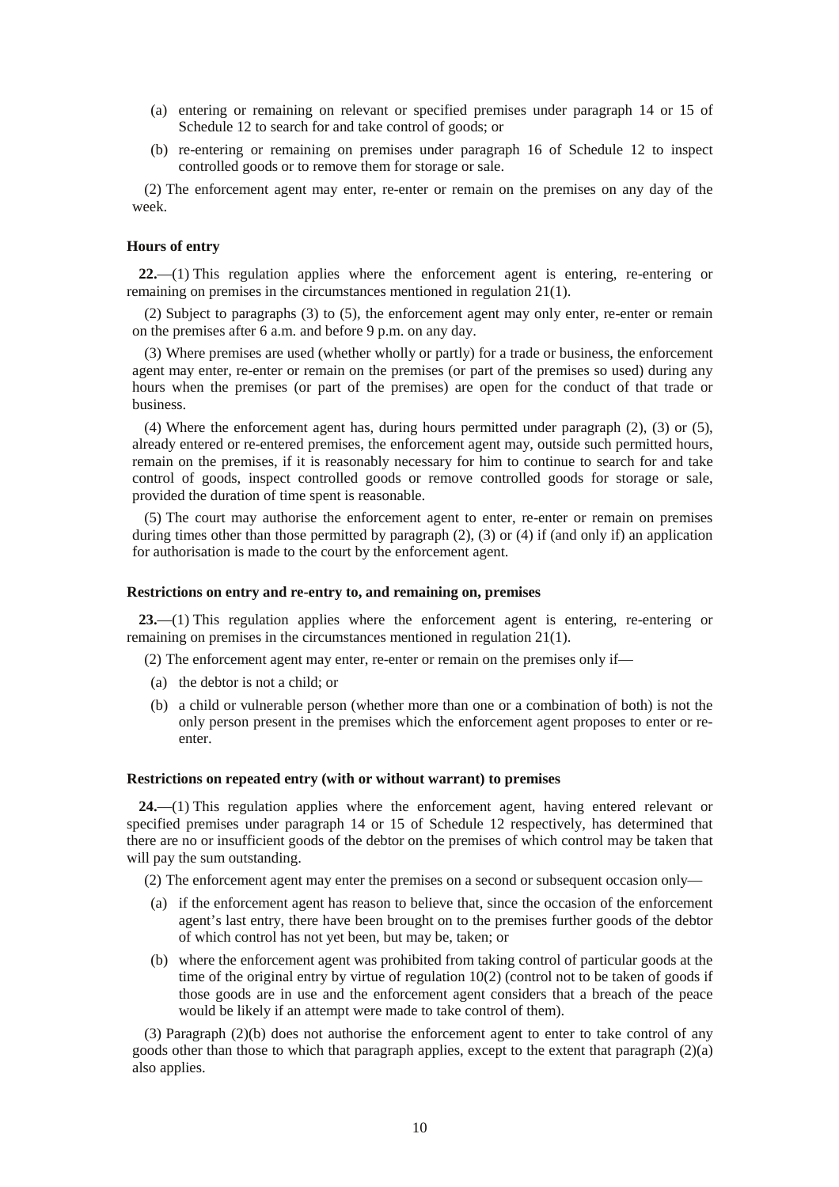(a) entering or remaining on relevant or specified premises under paragraph 14 or 15 of Schedule 12 to search for and take control of goods; or

(b) re-entering or remaining on premises under paragraph 16 of Schedule 12 to inspect controlled goods or to remove them for storage or sale.

(2) The enforcement agent may enter, re-enter or remain on the premises on any day of the week.

### Hours of entry

**22.**—(1) This regulation applies where the enforcement agent is entering, re-entering or remaining on premises in the circumstances mentioned in regulation 21(1).

(2) Subject to paragraphs (3) to (5), the enforcement agent may only enter, re-enter or remain on the premises after 6 a.m. and before 9 p.m. on any day.

(3) Where premises are used (whether wholly or partly) for a trade or business, the enforcement agent may enter, re-enter or remain on the premises (or part of the premises so used) during any hours when the premises (or part of the premises) are open for the conduct of that trade or business.

(4) Where the enforcement agent has, during hours permitted under paragraph (2), (3) or (5), already entered or re-entered premises, the enforcement agent may, outside such permitted hours, remain on the premises, if it is reasonably necessary for him to continue to search for and take control of goods, inspect controlled goods or remove controlled goods for storage or sale, provided the duration of time spent is reasonable.

(5) The court may authorise the enforcement agent to enter, re-enter or remain on premises during times other than those permitted by paragraph (2), (3) or (4) if (and only if) an application for authorisation is made to the court by the enforcement agent.

### Restrictions on entry and re-entry to, and remaining on, premises

**23.**—(1) This regulation applies where the enforcement agent is entering, re-entering or remaining on premises in the circumstances mentioned in regulation 21(1).

(2) The enforcement agent may enter, re-enter or remain on the premises only if—

(a) the debtor is not a child; or

(b) a child or vulnerable person (whether more than one or a combination of both) is not the only person present in the premises which the enforcement agent proposes to enter or re-enter.

### Restrictions on repeated entry (with or without warrant) to premises

**24.**—(1) This regulation applies where the enforcement agent, having entered relevant or specified premises under paragraph 14 or 15 of Schedule 12 respectively, has determined that there are no or insufficient goods of the debtor on the premises of which control may be taken that will pay the sum outstanding.

(2) The enforcement agent may enter the premises on a second or subsequent occasion only—

(a) if the enforcement agent has reason to believe that, since the occasion of the enforcement agent's last entry, there have been brought on to the premises further goods of the debtor of which control has not yet been, but may be, taken; or

(b) where the enforcement agent was prohibited from taking control of particular goods at the time of the original entry by virtue of regulation 10(2) (control not to be taken of goods if those goods are in use and the enforcement agent considers that a breach of the peace would be likely if an attempt were made to take control of them).

(3) Paragraph (2)(b) does not authorise the enforcement agent to enter to take control of any goods other than those to which that paragraph applies, except to the extent that paragraph (2)(a) also applies.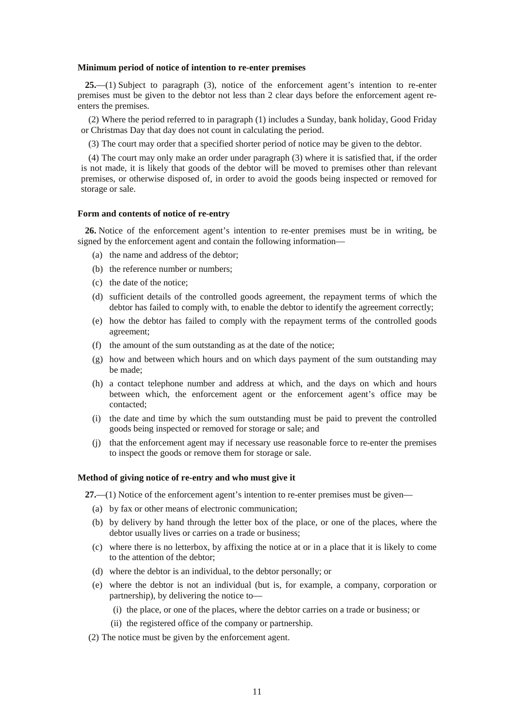**Minimum period of notice of intention to re-enter premises**

**25.**—(1) Subject to paragraph (3), notice of the enforcement agent's intention to re-enter premises must be given to the debtor not less than 2 clear days before the enforcement agent re-enters the premises.

(2) Where the period referred to in paragraph (1) includes a Sunday, bank holiday, Good Friday or Christmas Day that day does not count in calculating the period.

(3) The court may order that a specified shorter period of notice may be given to the debtor.

(4) The court may only make an order under paragraph (3) where it is satisfied that, if the order is not made, it is likely that goods of the debtor will be moved to premises other than relevant premises, or otherwise disposed of, in order to avoid the goods being inspected or removed for storage or sale.

**Form and contents of notice of re-entry**

**26.** Notice of the enforcement agent's intention to re-enter premises must be in writing, be signed by the enforcement agent and contain the following information—

(a) the name and address of the debtor;

(b) the reference number or numbers;

(c) the date of the notice;

(d) sufficient details of the controlled goods agreement, the repayment terms of which the debtor has failed to comply with, to enable the debtor to identify the agreement correctly;

(e) how the debtor has failed to comply with the repayment terms of the controlled goods agreement;

(f) the amount of the sum outstanding as at the date of the notice;

(g) how and between which hours and on which days payment of the sum outstanding may be made;

(h) a contact telephone number and address at which, and the days on which and hours between which, the enforcement agent or the enforcement agent's office may be contacted;

(i) the date and time by which the sum outstanding must be paid to prevent the controlled goods being inspected or removed for storage or sale; and

(j) that the enforcement agent may if necessary use reasonable force to re-enter the premises to inspect the goods or remove them for storage or sale.

**Method of giving notice of re-entry and who must give it**

**27.**—(1) Notice of the enforcement agent's intention to re-enter premises must be given—

(a) by fax or other means of electronic communication;

(b) by delivery by hand through the letter box of the place, or one of the places, where the debtor usually lives or carries on a trade or business;

(c) where there is no letterbox, by affixing the notice at or in a place that it is likely to come to the attention of the debtor;

(d) where the debtor is an individual, to the debtor personally; or

(e) where the debtor is not an individual (but is, for example, a company, corporation or partnership), by delivering the notice to—

(i) the place, or one of the places, where the debtor carries on a trade or business; or

(ii) the registered office of the company or partnership.

(2) The notice must be given by the enforcement agent.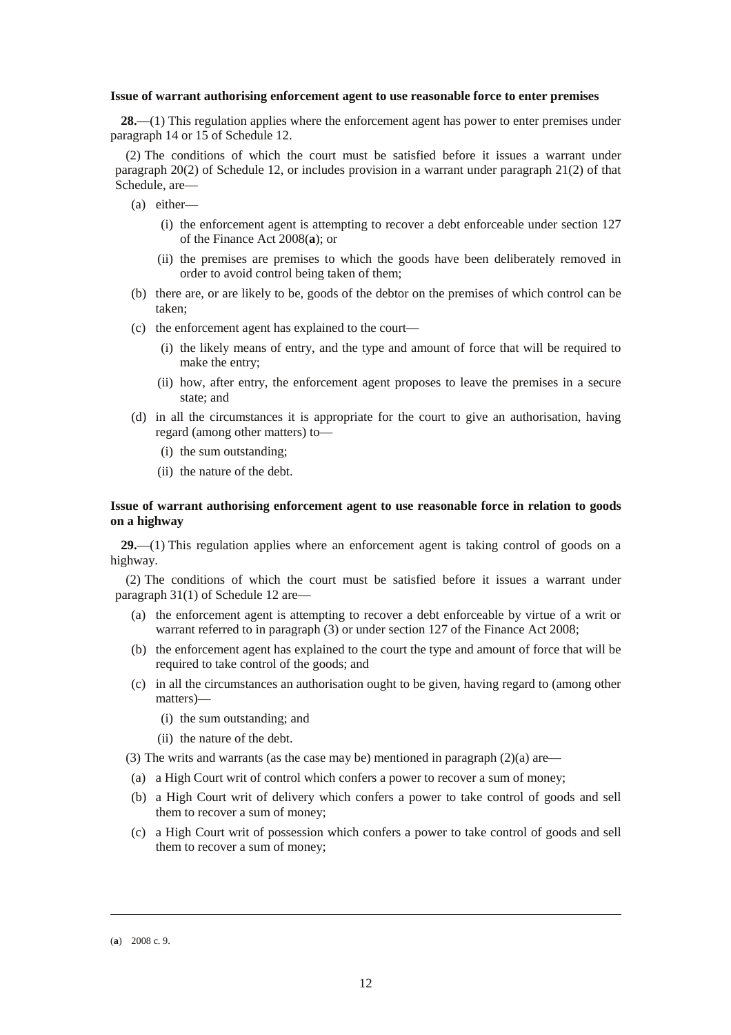**Issue of warrant authorising enforcement agent to use reasonable force to enter premises**

**28.**—(1) This regulation applies where the enforcement agent has power to enter premises under paragraph 14 or 15 of Schedule 12.

(2) The conditions of which the court must be satisfied before it issues a warrant under paragraph 20(2) of Schedule 12, or includes provision in a warrant under paragraph 21(2) of that Schedule, are—

- (a) either—
  - (i) the enforcement agent is attempting to recover a debt enforceable under section 127 of the Finance Act 2008(**a**); or
  - (ii) the premises are premises to which the goods have been deliberately removed in order to avoid control being taken of them;
- (b) there are, or are likely to be, goods of the debtor on the premises of which control can be taken;
- (c) the enforcement agent has explained to the court—
  - (i) the likely means of entry, and the type and amount of force that will be required to make the entry;
  - (ii) how, after entry, the enforcement agent proposes to leave the premises in a secure state; and
- (d) in all the circumstances it is appropriate for the court to give an authorisation, having regard (among other matters) to—
  - (i) the sum outstanding;
  - (ii) the nature of the debt.

**Issue of warrant authorising enforcement agent to use reasonable force in relation to goods on a highway**

**29.**—(1) This regulation applies where an enforcement agent is taking control of goods on a highway.

(2) The conditions of which the court must be satisfied before it issues a warrant under paragraph 31(1) of Schedule 12 are—

- (a) the enforcement agent is attempting to recover a debt enforceable by virtue of a writ or warrant referred to in paragraph (3) or under section 127 of the Finance Act 2008;
- (b) the enforcement agent has explained to the court the type and amount of force that will be required to take control of the goods; and
- (c) in all the circumstances an authorisation ought to be given, having regard to (among other matters)—
  - (i) the sum outstanding; and
  - (ii) the nature of the debt.

(3) The writs and warrants (as the case may be) mentioned in paragraph (2)(a) are—

- (a) a High Court writ of control which confers a power to recover a sum of money;
- (b) a High Court writ of delivery which confers a power to take control of goods and sell them to recover a sum of money;
- (c) a High Court writ of possession which confers a power to take control of goods and sell them to recover a sum of money;

---

(**a**) 2008 c. 9.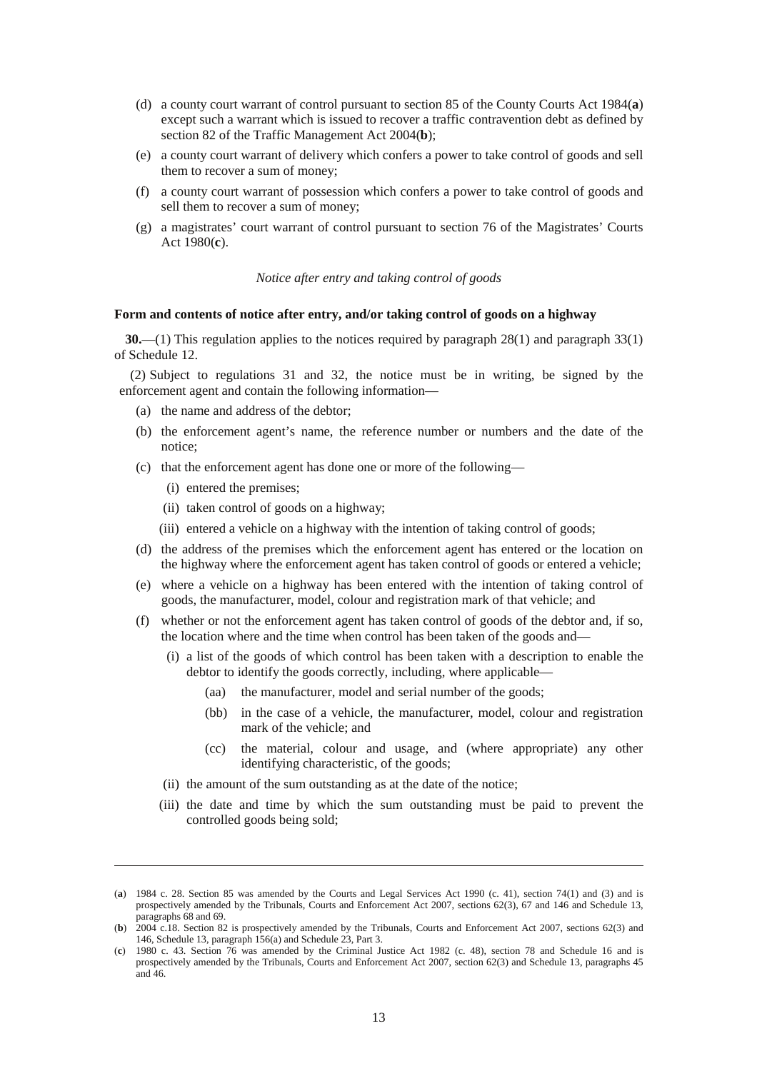(d) a county court warrant of control pursuant to section 85 of the County Courts Act 1984(**a**) except such a warrant which is issued to recover a traffic contravention debt as defined by section 82 of the Traffic Management Act 2004(**b**);

(e) a county court warrant of delivery which confers a power to take control of goods and sell them to recover a sum of money;

(f) a county court warrant of possession which confers a power to take control of goods and sell them to recover a sum of money;

(g) a magistrates' court warrant of control pursuant to section 76 of the Magistrates' Courts Act 1980(**c**).

*Notice after entry and taking control of goods*

**Form and contents of notice after entry, and/or taking control of goods on a highway**

**30.**—(1) This regulation applies to the notices required by paragraph 28(1) and paragraph 33(1) of Schedule 12.

(2) Subject to regulations 31 and 32, the notice must be in writing, be signed by the enforcement agent and contain the following information—

(a) the name and address of the debtor;

(b) the enforcement agent's name, the reference number or numbers and the date of the notice;

(c) that the enforcement agent has done one or more of the following—

(i) entered the premises;

(ii) taken control of goods on a highway;

(iii) entered a vehicle on a highway with the intention of taking control of goods;

(d) the address of the premises which the enforcement agent has entered or the location on the highway where the enforcement agent has taken control of goods or entered a vehicle;

(e) where a vehicle on a highway has been entered with the intention of taking control of goods, the manufacturer, model, colour and registration mark of that vehicle; and

(f) whether or not the enforcement agent has taken control of goods of the debtor and, if so, the location where and the time when control has been taken of the goods and—

(i) a list of the goods of which control has been taken with a description to enable the debtor to identify the goods correctly, including, where applicable—

(aa) the manufacturer, model and serial number of the goods;

(bb) in the case of a vehicle, the manufacturer, model, colour and registration mark of the vehicle; and

(cc) the material, colour and usage, and (where appropriate) any other identifying characteristic, of the goods;

(ii) the amount of the sum outstanding as at the date of the notice;

(iii) the date and time by which the sum outstanding must be paid to prevent the controlled goods being sold;

---

(**a**) 1984 c. 28. Section 85 was amended by the Courts and Legal Services Act 1990 (c. 41), section 74(1) and (3) and is prospectively amended by the Tribunals, Courts and Enforcement Act 2007, sections 62(3), 67 and 146 and Schedule 13, paragraphs 68 and 69.

(**b**) 2004 c.18. Section 82 is prospectively amended by the Tribunals, Courts and Enforcement Act 2007, sections 62(3) and 146, Schedule 13, paragraph 156(a) and Schedule 23, Part 3.

(**c**) 1980 c. 43. Section 76 was amended by the Criminal Justice Act 1982 (c. 48), section 78 and Schedule 16 and is prospectively amended by the Tribunals, Courts and Enforcement Act 2007, section 62(3) and Schedule 13, paragraphs 45 and 46.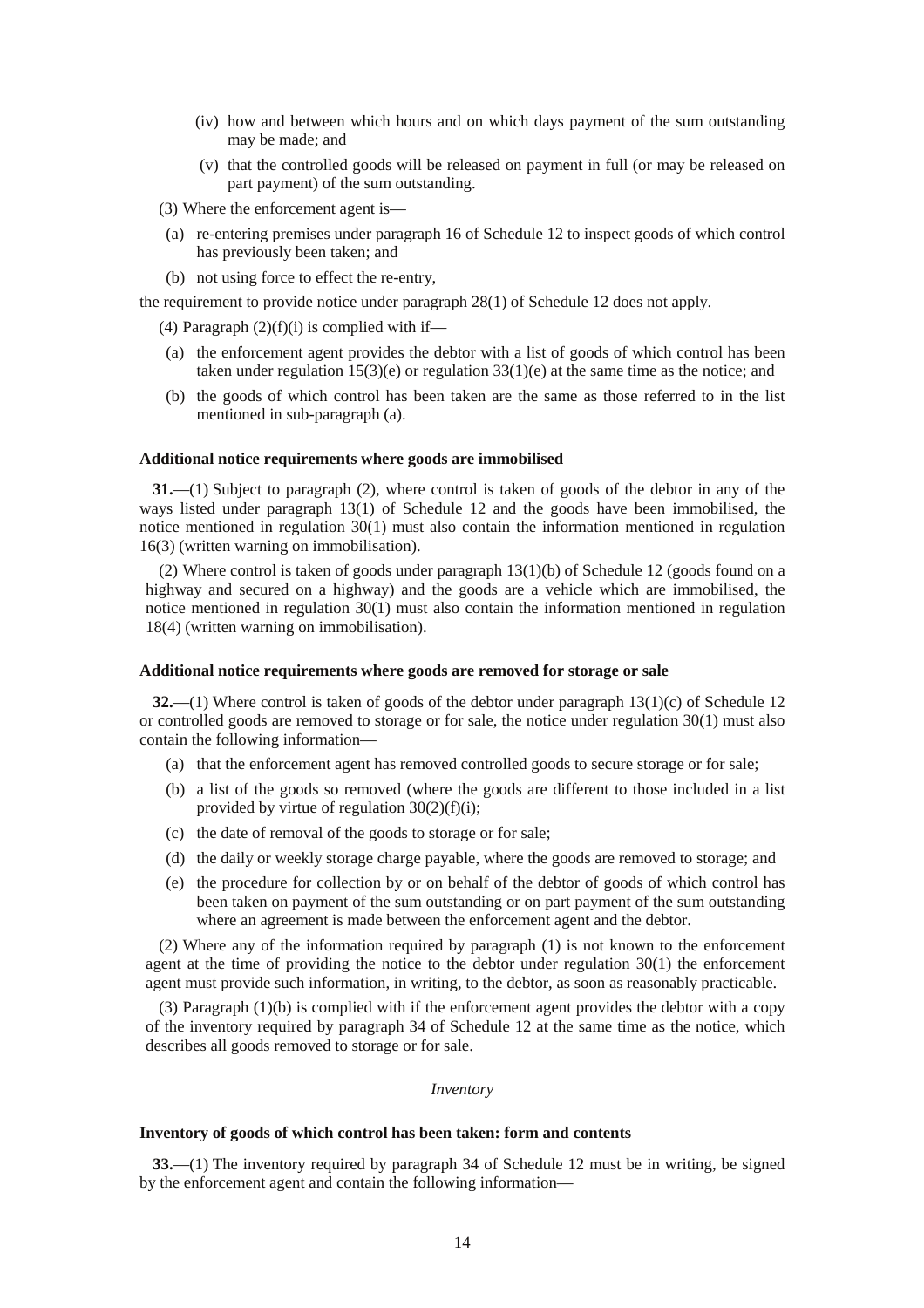(iv) how and between which hours and on which days payment of the sum outstanding may be made; and

(v) that the controlled goods will be released on payment in full (or may be released on part payment) of the sum outstanding.

(3) Where the enforcement agent is—

(a) re-entering premises under paragraph 16 of Schedule 12 to inspect goods of which control has previously been taken; and

(b) not using force to effect the re-entry,

the requirement to provide notice under paragraph 28(1) of Schedule 12 does not apply.

(4) Paragraph (2)(f)(i) is complied with if—

(a) the enforcement agent provides the debtor with a list of goods of which control has been taken under regulation 15(3)(e) or regulation 33(1)(e) at the same time as the notice; and

(b) the goods of which control has been taken are the same as those referred to in the list mentioned in sub-paragraph (a).

**Additional notice requirements where goods are immobilised**

**31.**—(1) Subject to paragraph (2), where control is taken of goods of the debtor in any of the ways listed under paragraph 13(1) of Schedule 12 and the goods have been immobilised, the notice mentioned in regulation 30(1) must also contain the information mentioned in regulation 16(3) (written warning on immobilisation).

(2) Where control is taken of goods under paragraph 13(1)(b) of Schedule 12 (goods found on a highway and secured on a highway) and the goods are a vehicle which are immobilised, the notice mentioned in regulation 30(1) must also contain the information mentioned in regulation 18(4) (written warning on immobilisation).

**Additional notice requirements where goods are removed for storage or sale**

**32.**—(1) Where control is taken of goods of the debtor under paragraph 13(1)(c) of Schedule 12 or controlled goods are removed to storage or for sale, the notice under regulation 30(1) must also contain the following information—

(a) that the enforcement agent has removed controlled goods to secure storage or for sale;

(b) a list of the goods so removed (where the goods are different to those included in a list provided by virtue of regulation 30(2)(f)(i);

(c) the date of removal of the goods to storage or for sale;

(d) the daily or weekly storage charge payable, where the goods are removed to storage; and

(e) the procedure for collection by or on behalf of the debtor of goods of which control has been taken on payment of the sum outstanding or on part payment of the sum outstanding where an agreement is made between the enforcement agent and the debtor.

(2) Where any of the information required by paragraph (1) is not known to the enforcement agent at the time of providing the notice to the debtor under regulation 30(1) the enforcement agent must provide such information, in writing, to the debtor, as soon as reasonably practicable.

(3) Paragraph (1)(b) is complied with if the enforcement agent provides the debtor with a copy of the inventory required by paragraph 34 of Schedule 12 at the same time as the notice, which describes all goods removed to storage or for sale.

*Inventory*

**Inventory of goods of which control has been taken: form and contents**

**33.**—(1) The inventory required by paragraph 34 of Schedule 12 must be in writing, be signed by the enforcement agent and contain the following information—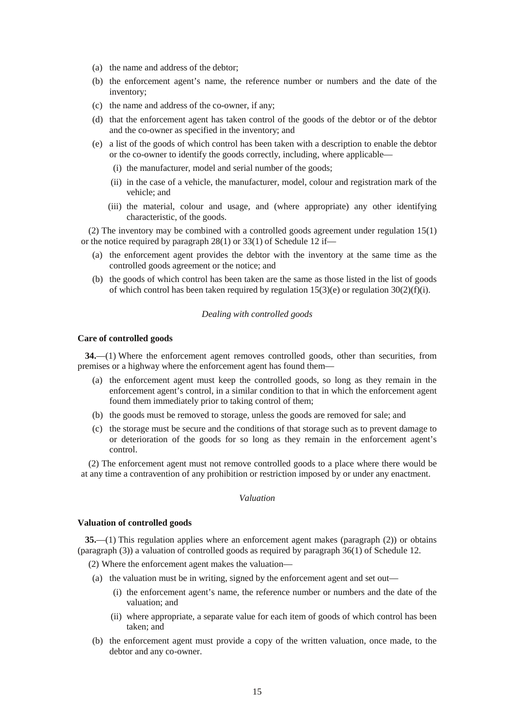(a) the name and address of the debtor;

(b) the enforcement agent's name, the reference number or numbers and the date of the inventory;

(c) the name and address of the co-owner, if any;

(d) that the enforcement agent has taken control of the goods of the debtor or of the debtor and the co-owner as specified in the inventory; and

(e) a list of the goods of which control has been taken with a description to enable the debtor or the co-owner to identify the goods correctly, including, where applicable—

(i) the manufacturer, model and serial number of the goods;

(ii) in the case of a vehicle, the manufacturer, model, colour and registration mark of the vehicle; and

(iii) the material, colour and usage, and (where appropriate) any other identifying characteristic, of the goods.

(2) The inventory may be combined with a controlled goods agreement under regulation 15(1) or the notice required by paragraph 28(1) or 33(1) of Schedule 12 if—

(a) the enforcement agent provides the debtor with the inventory at the same time as the controlled goods agreement or the notice; and

(b) the goods of which control has been taken are the same as those listed in the list of goods of which control has been taken required by regulation 15(3)(e) or regulation 30(2)(f)(i).

*Dealing with controlled goods*

**Care of controlled goods**

**34.**—(1) Where the enforcement agent removes controlled goods, other than securities, from premises or a highway where the enforcement agent has found them—

(a) the enforcement agent must keep the controlled goods, so long as they remain in the enforcement agent's control, in a similar condition to that in which the enforcement agent found them immediately prior to taking control of them;

(b) the goods must be removed to storage, unless the goods are removed for sale; and

(c) the storage must be secure and the conditions of that storage such as to prevent damage to or deterioration of the goods for so long as they remain in the enforcement agent's control.

(2) The enforcement agent must not remove controlled goods to a place where there would be at any time a contravention of any prohibition or restriction imposed by or under any enactment.

*Valuation*

**Valuation of controlled goods**

**35.**—(1) This regulation applies where an enforcement agent makes (paragraph (2)) or obtains (paragraph (3)) a valuation of controlled goods as required by paragraph 36(1) of Schedule 12.

(2) Where the enforcement agent makes the valuation—

(a) the valuation must be in writing, signed by the enforcement agent and set out—

(i) the enforcement agent's name, the reference number or numbers and the date of the valuation; and

(ii) where appropriate, a separate value for each item of goods of which control has been taken; and

(b) the enforcement agent must provide a copy of the written valuation, once made, to the debtor and any co-owner.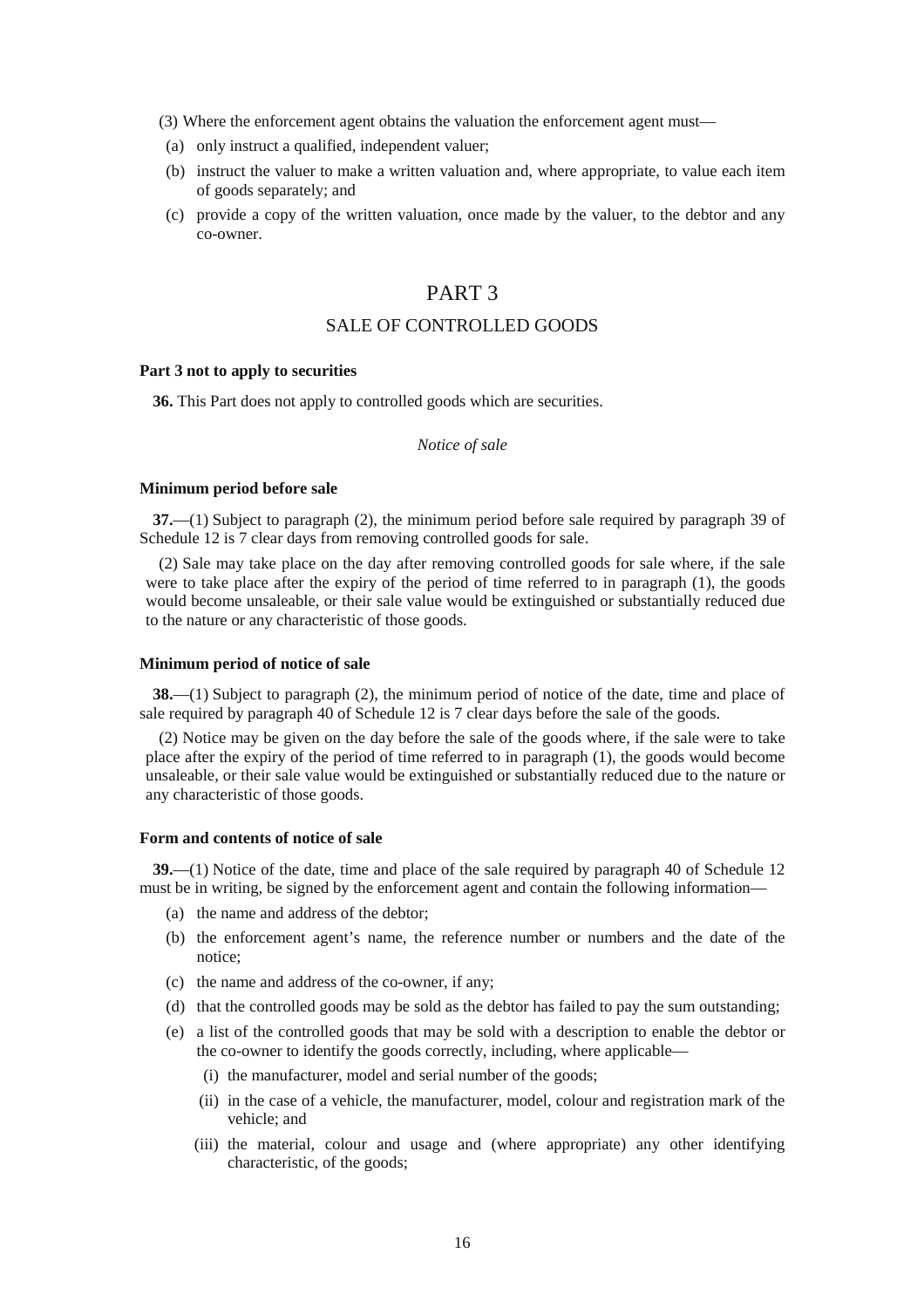(3) Where the enforcement agent obtains the valuation the enforcement agent must—

(a) only instruct a qualified, independent valuer;

(b) instruct the valuer to make a written valuation and, where appropriate, to value each item of goods separately; and

(c) provide a copy of the written valuation, once made by the valuer, to the debtor and any co-owner.

# PART 3

## SALE OF CONTROLLED GOODS

**Part 3 not to apply to securities**

**36.** This Part does not apply to controlled goods which are securities.

*Notice of sale*

**Minimum period before sale**

**37.**—(1) Subject to paragraph (2), the minimum period before sale required by paragraph 39 of Schedule 12 is 7 clear days from removing controlled goods for sale.

(2) Sale may take place on the day after removing controlled goods for sale where, if the sale were to take place after the expiry of the period of time referred to in paragraph (1), the goods would become unsaleable, or their sale value would be extinguished or substantially reduced due to the nature or any characteristic of those goods.

**Minimum period of notice of sale**

**38.**—(1) Subject to paragraph (2), the minimum period of notice of the date, time and place of sale required by paragraph 40 of Schedule 12 is 7 clear days before the sale of the goods.

(2) Notice may be given on the day before the sale of the goods where, if the sale were to take place after the expiry of the period of time referred to in paragraph (1), the goods would become unsaleable, or their sale value would be extinguished or substantially reduced due to the nature or any characteristic of those goods.

**Form and contents of notice of sale**

**39.**—(1) Notice of the date, time and place of the sale required by paragraph 40 of Schedule 12 must be in writing, be signed by the enforcement agent and contain the following information—

(a) the name and address of the debtor;

(b) the enforcement agent's name, the reference number or numbers and the date of the notice;

(c) the name and address of the co-owner, if any;

(d) that the controlled goods may be sold as the debtor has failed to pay the sum outstanding;

(e) a list of the controlled goods that may be sold with a description to enable the debtor or the co-owner to identify the goods correctly, including, where applicable—

(i) the manufacturer, model and serial number of the goods;

(ii) in the case of a vehicle, the manufacturer, model, colour and registration mark of the vehicle; and

(iii) the material, colour and usage and (where appropriate) any other identifying characteristic, of the goods;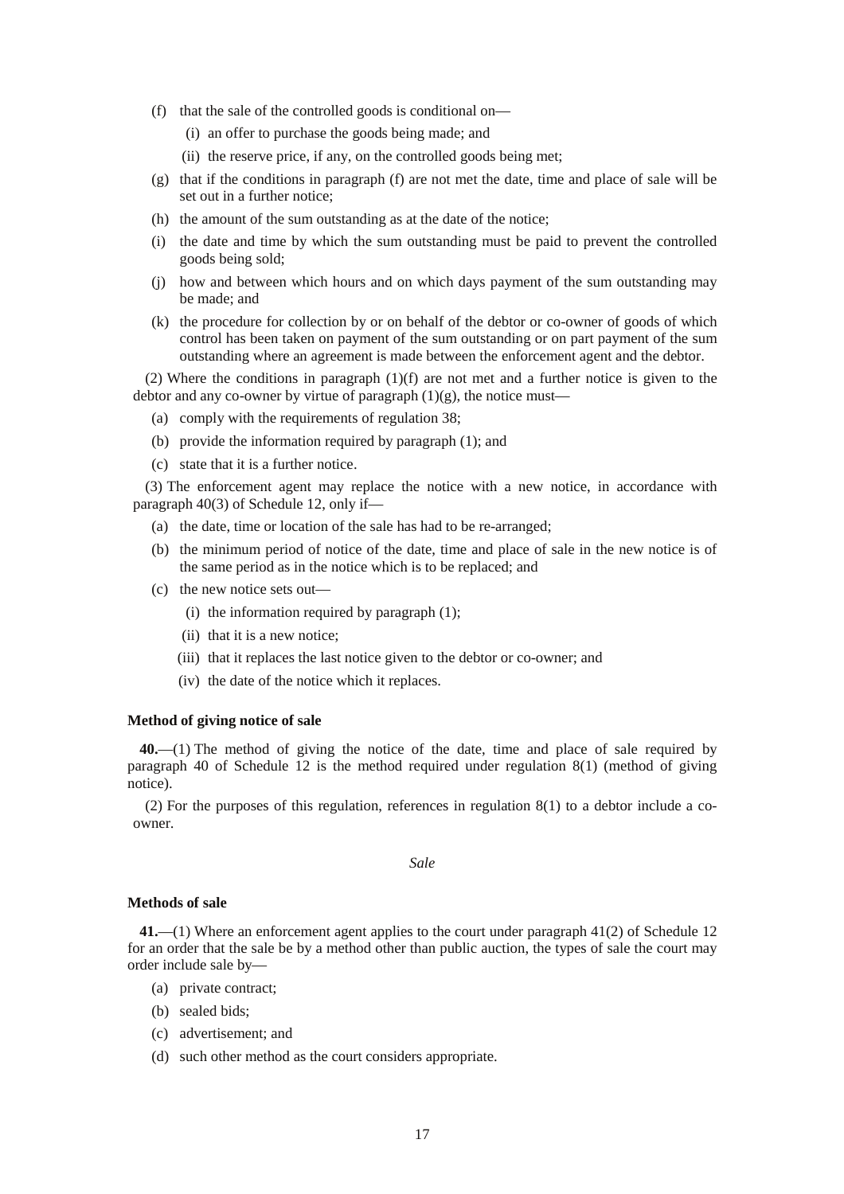(f) that the sale of the controlled goods is conditional on—

  (i) an offer to purchase the goods being made; and

  (ii) the reserve price, if any, on the controlled goods being met;

(g) that if the conditions in paragraph (f) are not met the date, time and place of sale will be set out in a further notice;

(h) the amount of the sum outstanding as at the date of the notice;

(i) the date and time by which the sum outstanding must be paid to prevent the controlled goods being sold;

(j) how and between which hours and on which days payment of the sum outstanding may be made; and

(k) the procedure for collection by or on behalf of the debtor or co-owner of goods of which control has been taken on payment of the sum outstanding or on part payment of the sum outstanding where an agreement is made between the enforcement agent and the debtor.

(2) Where the conditions in paragraph (1)(f) are not met and a further notice is given to the debtor and any co-owner by virtue of paragraph (1)(g), the notice must—

(a) comply with the requirements of regulation 38;

(b) provide the information required by paragraph (1); and

(c) state that it is a further notice.

(3) The enforcement agent may replace the notice with a new notice, in accordance with paragraph 40(3) of Schedule 12, only if—

(a) the date, time or location of the sale has had to be re-arranged;

(b) the minimum period of notice of the date, time and place of sale in the new notice is of the same period as in the notice which is to be replaced; and

(c) the new notice sets out—

  (i) the information required by paragraph (1);

  (ii) that it is a new notice;

  (iii) that it replaces the last notice given to the debtor or co-owner; and

  (iv) the date of the notice which it replaces.

**Method of giving notice of sale**

**40.**—(1) The method of giving the notice of the date, time and place of sale required by paragraph 40 of Schedule 12 is the method required under regulation 8(1) (method of giving notice).

(2) For the purposes of this regulation, references in regulation 8(1) to a debtor include a co-owner.

*Sale*

**Methods of sale**

**41.**—(1) Where an enforcement agent applies to the court under paragraph 41(2) of Schedule 12 for an order that the sale be by a method other than public auction, the types of sale the court may order include sale by—

(a) private contract;

(b) sealed bids;

(c) advertisement; and

(d) such other method as the court considers appropriate.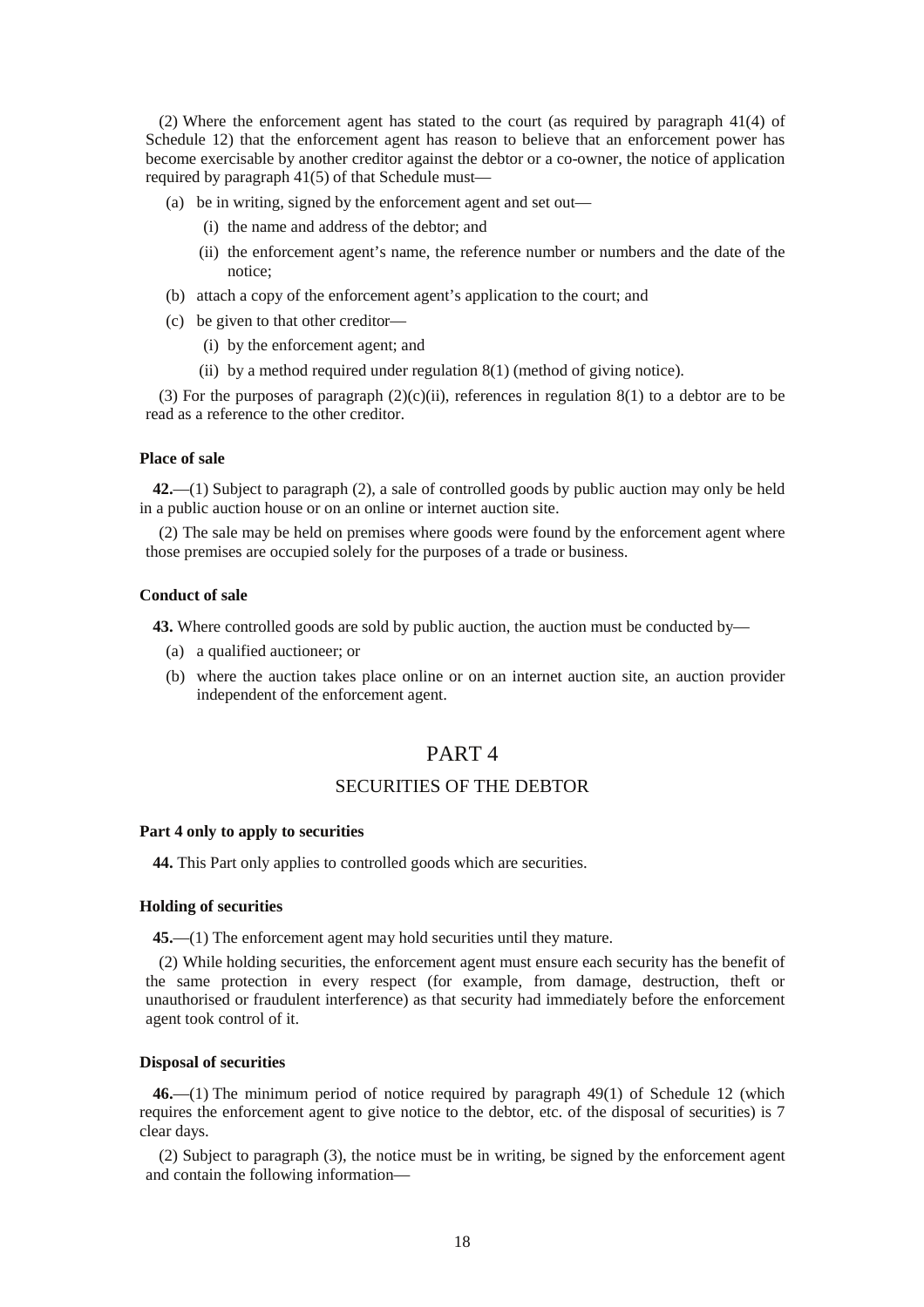(2) Where the enforcement agent has stated to the court (as required by paragraph 41(4) of Schedule 12) that the enforcement agent has reason to believe that an enforcement power has become exercisable by another creditor against the debtor or a co-owner, the notice of application required by paragraph 41(5) of that Schedule must—

- (a) be in writing, signed by the enforcement agent and set out—
  - (i) the name and address of the debtor; and
  - (ii) the enforcement agent's name, the reference number or numbers and the date of the notice;
- (b) attach a copy of the enforcement agent's application to the court; and
- (c) be given to that other creditor—
  - (i) by the enforcement agent; and
  - (ii) by a method required under regulation 8(1) (method of giving notice).

(3) For the purposes of paragraph (2)(c)(ii), references in regulation 8(1) to a debtor are to be read as a reference to the other creditor.

**Place of sale**

**42.**—(1) Subject to paragraph (2), a sale of controlled goods by public auction may only be held in a public auction house or on an online or internet auction site.

(2) The sale may be held on premises where goods were found by the enforcement agent where those premises are occupied solely for the purposes of a trade or business.

**Conduct of sale**

**43.** Where controlled goods are sold by public auction, the auction must be conducted by—

- (a) a qualified auctioneer; or
- (b) where the auction takes place online or on an internet auction site, an auction provider independent of the enforcement agent.

## PART 4

## SECURITIES OF THE DEBTOR

**Part 4 only to apply to securities**

**44.** This Part only applies to controlled goods which are securities.

**Holding of securities**

**45.**—(1) The enforcement agent may hold securities until they mature.

(2) While holding securities, the enforcement agent must ensure each security has the benefit of the same protection in every respect (for example, from damage, destruction, theft or unauthorised or fraudulent interference) as that security had immediately before the enforcement agent took control of it.

**Disposal of securities**

**46.**—(1) The minimum period of notice required by paragraph 49(1) of Schedule 12 (which requires the enforcement agent to give notice to the debtor, etc. of the disposal of securities) is 7 clear days.

(2) Subject to paragraph (3), the notice must be in writing, be signed by the enforcement agent and contain the following information—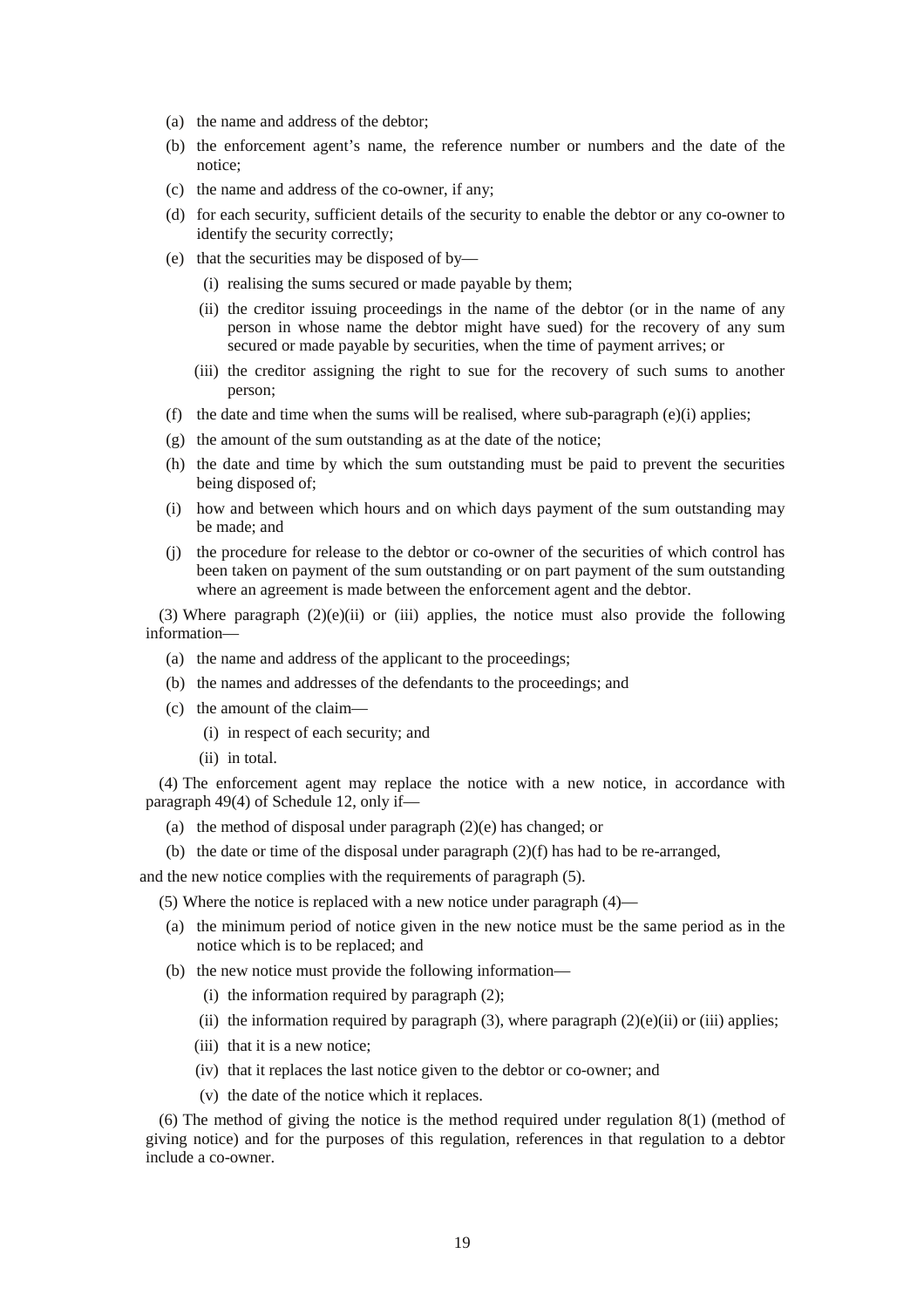(a) the name and address of the debtor;

(b) the enforcement agent's name, the reference number or numbers and the date of the notice;

(c) the name and address of the co-owner, if any;

(d) for each security, sufficient details of the security to enable the debtor or any co-owner to identify the security correctly;

(e) that the securities may be disposed of by—

(i) realising the sums secured or made payable by them;

(ii) the creditor issuing proceedings in the name of the debtor (or in the name of any person in whose name the debtor might have sued) for the recovery of any sum secured or made payable by securities, when the time of payment arrives; or

(iii) the creditor assigning the right to sue for the recovery of such sums to another person;

(f) the date and time when the sums will be realised, where sub-paragraph (e)(i) applies;

(g) the amount of the sum outstanding as at the date of the notice;

(h) the date and time by which the sum outstanding must be paid to prevent the securities being disposed of;

(i) how and between which hours and on which days payment of the sum outstanding may be made; and

(j) the procedure for release to the debtor or co-owner of the securities of which control has been taken on payment of the sum outstanding or on part payment of the sum outstanding where an agreement is made between the enforcement agent and the debtor.

(3) Where paragraph (2)(e)(ii) or (iii) applies, the notice must also provide the following information—

(a) the name and address of the applicant to the proceedings;

(b) the names and addresses of the defendants to the proceedings; and

(c) the amount of the claim—

(i) in respect of each security; and

(ii) in total.

(4) The enforcement agent may replace the notice with a new notice, in accordance with paragraph 49(4) of Schedule 12, only if—

(a) the method of disposal under paragraph (2)(e) has changed; or

(b) the date or time of the disposal under paragraph (2)(f) has had to be re-arranged,

and the new notice complies with the requirements of paragraph (5).

(5) Where the notice is replaced with a new notice under paragraph (4)—

(a) the minimum period of notice given in the new notice must be the same period as in the notice which is to be replaced; and

(b) the new notice must provide the following information—

(i) the information required by paragraph (2);

(ii) the information required by paragraph (3), where paragraph (2)(e)(ii) or (iii) applies;

(iii) that it is a new notice;

(iv) that it replaces the last notice given to the debtor or co-owner; and

(v) the date of the notice which it replaces.

(6) The method of giving the notice is the method required under regulation 8(1) (method of giving notice) and for the purposes of this regulation, references in that regulation to a debtor include a co-owner.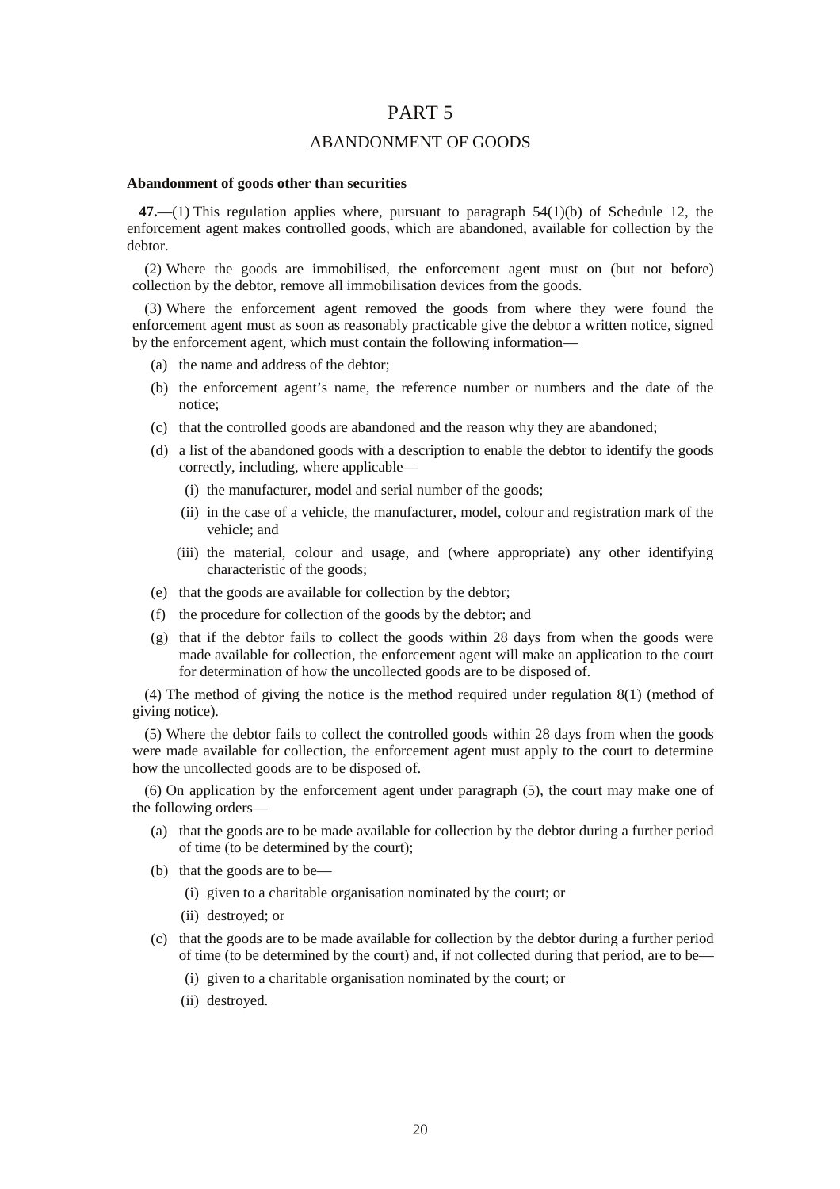# PART 5

## ABANDONMENT OF GOODS

**Abandonment of goods other than securities**

**47.**—(1) This regulation applies where, pursuant to paragraph 54(1)(b) of Schedule 12, the enforcement agent makes controlled goods, which are abandoned, available for collection by the debtor.

(2) Where the goods are immobilised, the enforcement agent must on (but not before) collection by the debtor, remove all immobilisation devices from the goods.

(3) Where the enforcement agent removed the goods from where they were found the enforcement agent must as soon as reasonably practicable give the debtor a written notice, signed by the enforcement agent, which must contain the following information—

- (a) the name and address of the debtor;
- (b) the enforcement agent's name, the reference number or numbers and the date of the notice;
- (c) that the controlled goods are abandoned and the reason why they are abandoned;
- (d) a list of the abandoned goods with a description to enable the debtor to identify the goods correctly, including, where applicable—
  - (i) the manufacturer, model and serial number of the goods;
  - (ii) in the case of a vehicle, the manufacturer, model, colour and registration mark of the vehicle; and
  - (iii) the material, colour and usage, and (where appropriate) any other identifying characteristic of the goods;
- (e) that the goods are available for collection by the debtor;
- (f) the procedure for collection of the goods by the debtor; and
- (g) that if the debtor fails to collect the goods within 28 days from when the goods were made available for collection, the enforcement agent will make an application to the court for determination of how the uncollected goods are to be disposed of.

(4) The method of giving the notice is the method required under regulation 8(1) (method of giving notice).

(5) Where the debtor fails to collect the controlled goods within 28 days from when the goods were made available for collection, the enforcement agent must apply to the court to determine how the uncollected goods are to be disposed of.

(6) On application by the enforcement agent under paragraph (5), the court may make one of the following orders—

- (a) that the goods are to be made available for collection by the debtor during a further period of time (to be determined by the court);
- (b) that the goods are to be—
  - (i) given to a charitable organisation nominated by the court; or
  - (ii) destroyed; or
- (c) that the goods are to be made available for collection by the debtor during a further period of time (to be determined by the court) and, if not collected during that period, are to be—
  - (i) given to a charitable organisation nominated by the court; or
  - (ii) destroyed.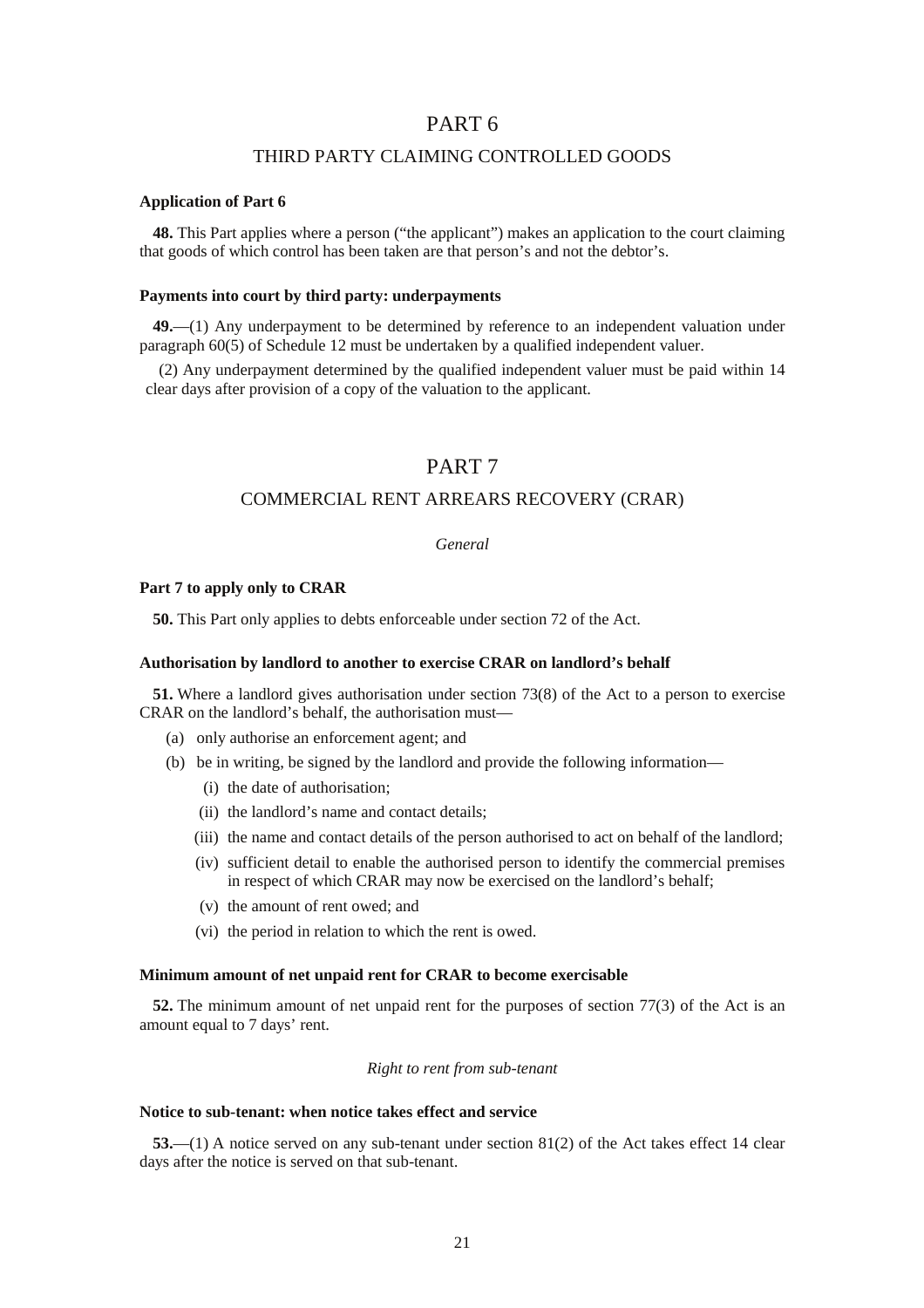# PART 6

## THIRD PARTY CLAIMING CONTROLLED GOODS

**Application of Part 6**

**48.** This Part applies where a person ("the applicant") makes an application to the court claiming that goods of which control has been taken are that person's and not the debtor's.

**Payments into court by third party: underpayments**

**49.**—(1) Any underpayment to be determined by reference to an independent valuation under paragraph 60(5) of Schedule 12 must be undertaken by a qualified independent valuer.

(2) Any underpayment determined by the qualified independent valuer must be paid within 14 clear days after provision of a copy of the valuation to the applicant.

# PART 7

## COMMERCIAL RENT ARREARS RECOVERY (CRAR)

*General*

**Part 7 to apply only to CRAR**

**50.** This Part only applies to debts enforceable under section 72 of the Act.

**Authorisation by landlord to another to exercise CRAR on landlord's behalf**

**51.** Where a landlord gives authorisation under section 73(8) of the Act to a person to exercise CRAR on the landlord's behalf, the authorisation must—

- (a) only authorise an enforcement agent; and
- (b) be in writing, be signed by the landlord and provide the following information—
  - (i) the date of authorisation;
  - (ii) the landlord's name and contact details;
  - (iii) the name and contact details of the person authorised to act on behalf of the landlord;
  - (iv) sufficient detail to enable the authorised person to identify the commercial premises in respect of which CRAR may now be exercised on the landlord's behalf;
  - (v) the amount of rent owed; and
  - (vi) the period in relation to which the rent is owed.

**Minimum amount of net unpaid rent for CRAR to become exercisable**

**52.** The minimum amount of net unpaid rent for the purposes of section 77(3) of the Act is an amount equal to 7 days' rent.

*Right to rent from sub-tenant*

**Notice to sub-tenant: when notice takes effect and service**

**53.**—(1) A notice served on any sub-tenant under section 81(2) of the Act takes effect 14 clear days after the notice is served on that sub-tenant.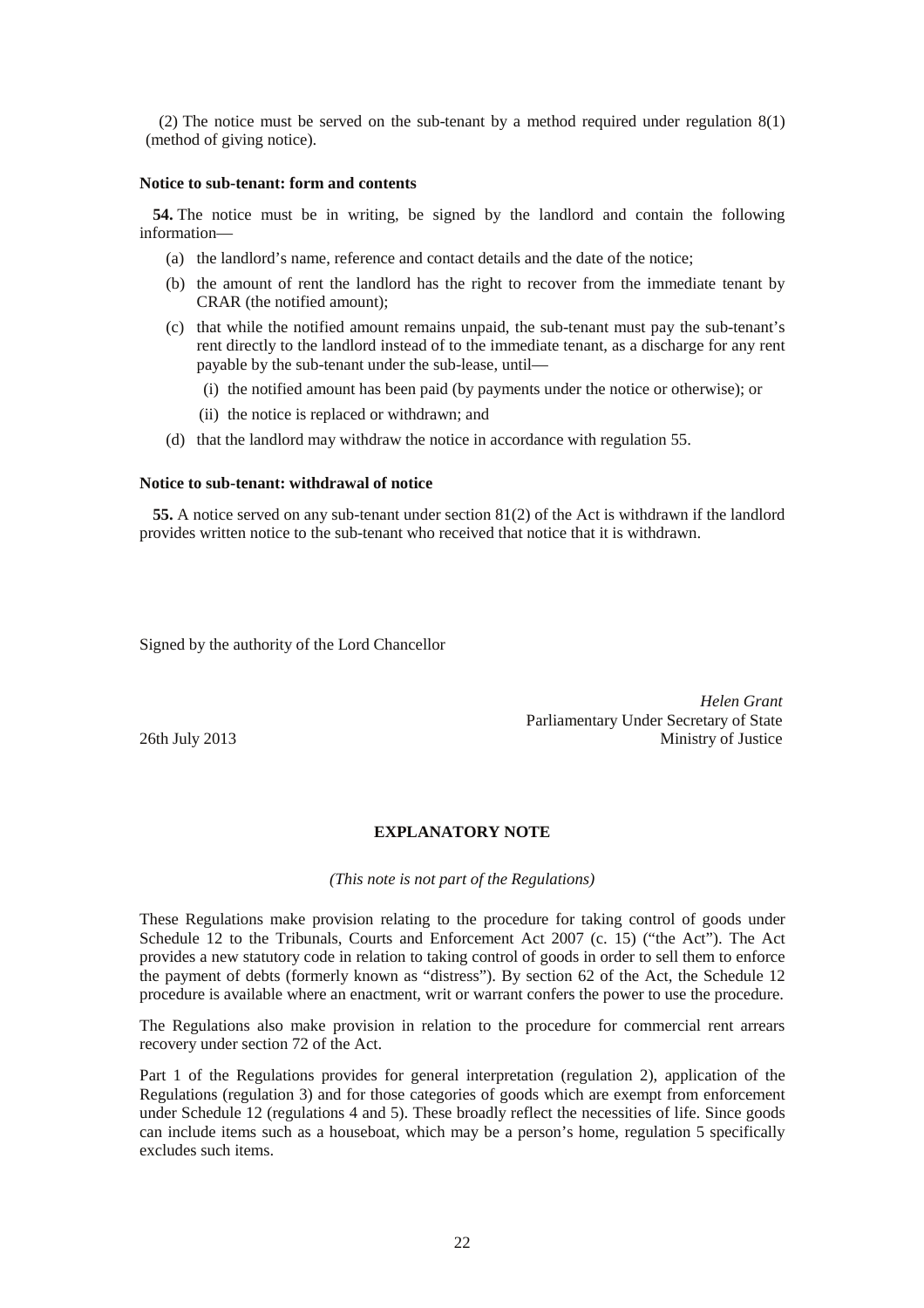(2) The notice must be served on the sub-tenant by a method required under regulation 8(1) (method of giving notice).

**Notice to sub-tenant: form and contents**

**54.** The notice must be in writing, be signed by the landlord and contain the following information—

(a) the landlord's name, reference and contact details and the date of the notice;

(b) the amount of rent the landlord has the right to recover from the immediate tenant by CRAR (the notified amount);

(c) that while the notified amount remains unpaid, the sub-tenant must pay the sub-tenant's rent directly to the landlord instead of to the immediate tenant, as a discharge for any rent payable by the sub-tenant under the sub-lease, until—

(i) the notified amount has been paid (by payments under the notice or otherwise); or

(ii) the notice is replaced or withdrawn; and

(d) that the landlord may withdraw the notice in accordance with regulation 55.

**Notice to sub-tenant: withdrawal of notice**

**55.** A notice served on any sub-tenant under section 81(2) of the Act is withdrawn if the landlord provides written notice to the sub-tenant who received that notice that it is withdrawn.

Signed by the authority of the Lord Chancellor

*Helen Grant*
Parliamentary Under Secretary of State
Ministry of Justice

26th July 2013

**EXPLANATORY NOTE**

*(This note is not part of the Regulations)*

These Regulations make provision relating to the procedure for taking control of goods under Schedule 12 to the Tribunals, Courts and Enforcement Act 2007 (c. 15) ("the Act"). The Act provides a new statutory code in relation to taking control of goods in order to sell them to enforce the payment of debts (formerly known as "distress"). By section 62 of the Act, the Schedule 12 procedure is available where an enactment, writ or warrant confers the power to use the procedure.

The Regulations also make provision in relation to the procedure for commercial rent arrears recovery under section 72 of the Act.

Part 1 of the Regulations provides for general interpretation (regulation 2), application of the Regulations (regulation 3) and for those categories of goods which are exempt from enforcement under Schedule 12 (regulations 4 and 5). These broadly reflect the necessities of life. Since goods can include items such as a houseboat, which may be a person's home, regulation 5 specifically excludes such items.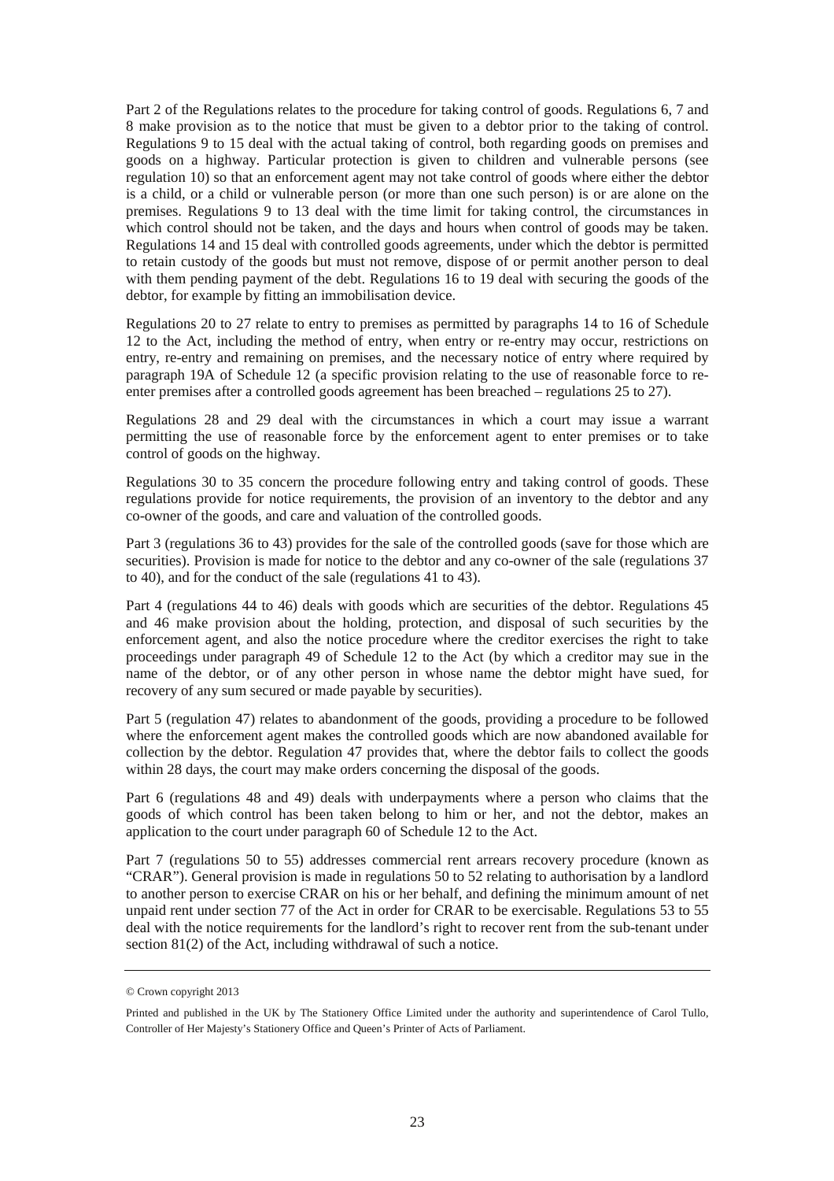Part 2 of the Regulations relates to the procedure for taking control of goods. Regulations 6, 7 and 8 make provision as to the notice that must be given to a debtor prior to the taking of control. Regulations 9 to 15 deal with the actual taking of control, both regarding goods on premises and goods on a highway. Particular protection is given to children and vulnerable persons (see regulation 10) so that an enforcement agent may not take control of goods where either the debtor is a child, or a child or vulnerable person (or more than one such person) is or are alone on the premises. Regulations 9 to 13 deal with the time limit for taking control, the circumstances in which control should not be taken, and the days and hours when control of goods may be taken. Regulations 14 and 15 deal with controlled goods agreements, under which the debtor is permitted to retain custody of the goods but must not remove, dispose of or permit another person to deal with them pending payment of the debt. Regulations 16 to 19 deal with securing the goods of the debtor, for example by fitting an immobilisation device.

Regulations 20 to 27 relate to entry to premises as permitted by paragraphs 14 to 16 of Schedule 12 to the Act, including the method of entry, when entry or re-entry may occur, restrictions on entry, re-entry and remaining on premises, and the necessary notice of entry where required by paragraph 19A of Schedule 12 (a specific provision relating to the use of reasonable force to re-enter premises after a controlled goods agreement has been breached – regulations 25 to 27).

Regulations 28 and 29 deal with the circumstances in which a court may issue a warrant permitting the use of reasonable force by the enforcement agent to enter premises or to take control of goods on the highway.

Regulations 30 to 35 concern the procedure following entry and taking control of goods. These regulations provide for notice requirements, the provision of an inventory to the debtor and any co-owner of the goods, and care and valuation of the controlled goods.

Part 3 (regulations 36 to 43) provides for the sale of the controlled goods (save for those which are securities). Provision is made for notice to the debtor and any co-owner of the sale (regulations 37 to 40), and for the conduct of the sale (regulations 41 to 43).

Part 4 (regulations 44 to 46) deals with goods which are securities of the debtor. Regulations 45 and 46 make provision about the holding, protection, and disposal of such securities by the enforcement agent, and also the notice procedure where the creditor exercises the right to take proceedings under paragraph 49 of Schedule 12 to the Act (by which a creditor may sue in the name of the debtor, or of any other person in whose name the debtor might have sued, for recovery of any sum secured or made payable by securities).

Part 5 (regulation 47) relates to abandonment of the goods, providing a procedure to be followed where the enforcement agent makes the controlled goods which are now abandoned available for collection by the debtor. Regulation 47 provides that, where the debtor fails to collect the goods within 28 days, the court may make orders concerning the disposal of the goods.

Part 6 (regulations 48 and 49) deals with underpayments where a person who claims that the goods of which control has been taken belong to him or her, and not the debtor, makes an application to the court under paragraph 60 of Schedule 12 to the Act.

Part 7 (regulations 50 to 55) addresses commercial rent arrears recovery procedure (known as "CRAR"). General provision is made in regulations 50 to 52 relating to authorisation by a landlord to another person to exercise CRAR on his or her behalf, and defining the minimum amount of net unpaid rent under section 77 of the Act in order for CRAR to be exercisable. Regulations 53 to 55 deal with the notice requirements for the landlord's right to recover rent from the sub-tenant under section 81(2) of the Act, including withdrawal of such a notice.

---

© Crown copyright 2013

Printed and published in the UK by The Stationery Office Limited under the authority and superintendence of Carol Tullo, Controller of Her Majesty's Stationery Office and Queen's Printer of Acts of Parliament.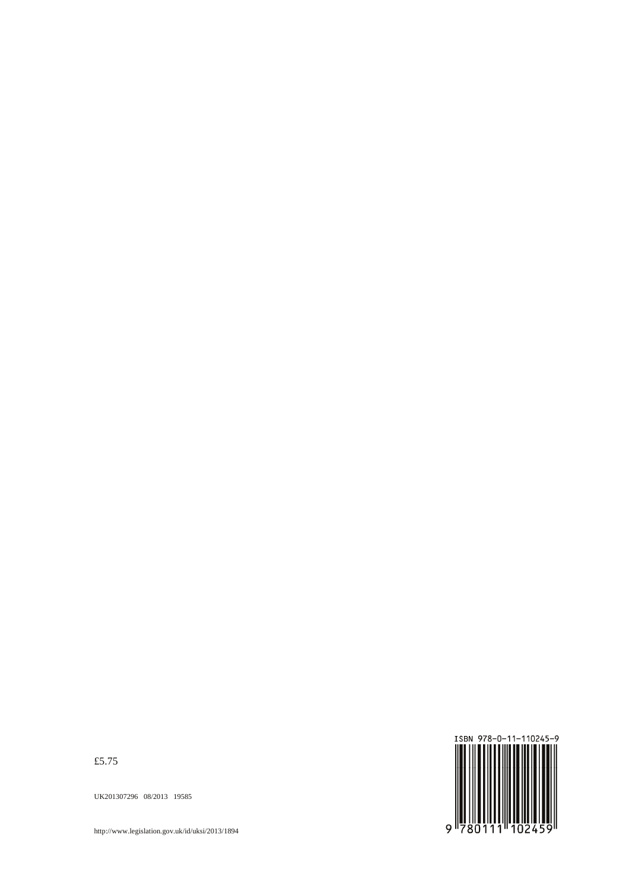£5.75

UK201307296 08/2013 19585

http://www.legislation.gov.uk/id/uksi/2013/1894

ISBN 978-0-11-110245-9

9 780111 102459